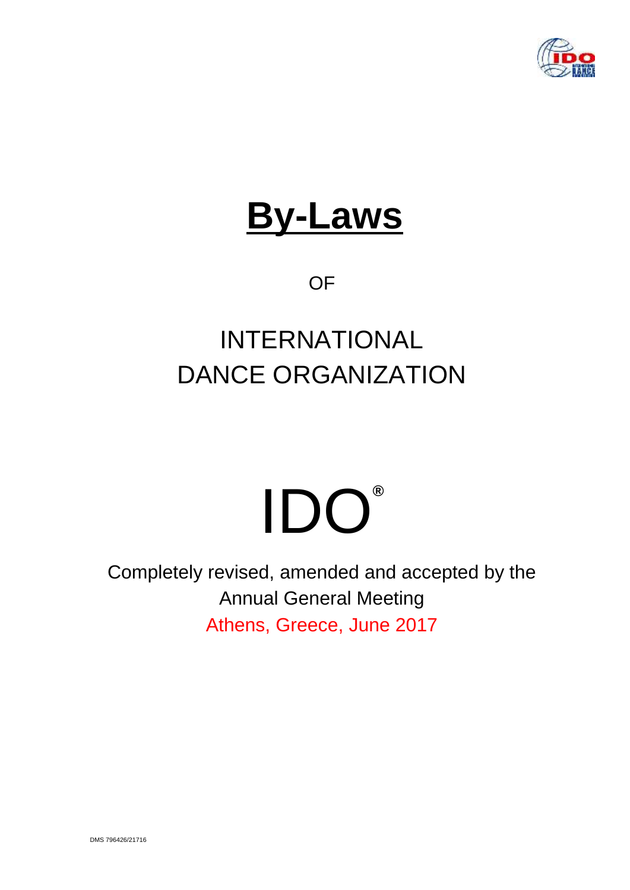# By-Laws

OF

INTERNATIONAL
DANCE ORGANIZATION

IDO®

Completely revised, amended and accepted by the
Annual General Meeting
Athens, Greece, June 2017

DMS 796426/21716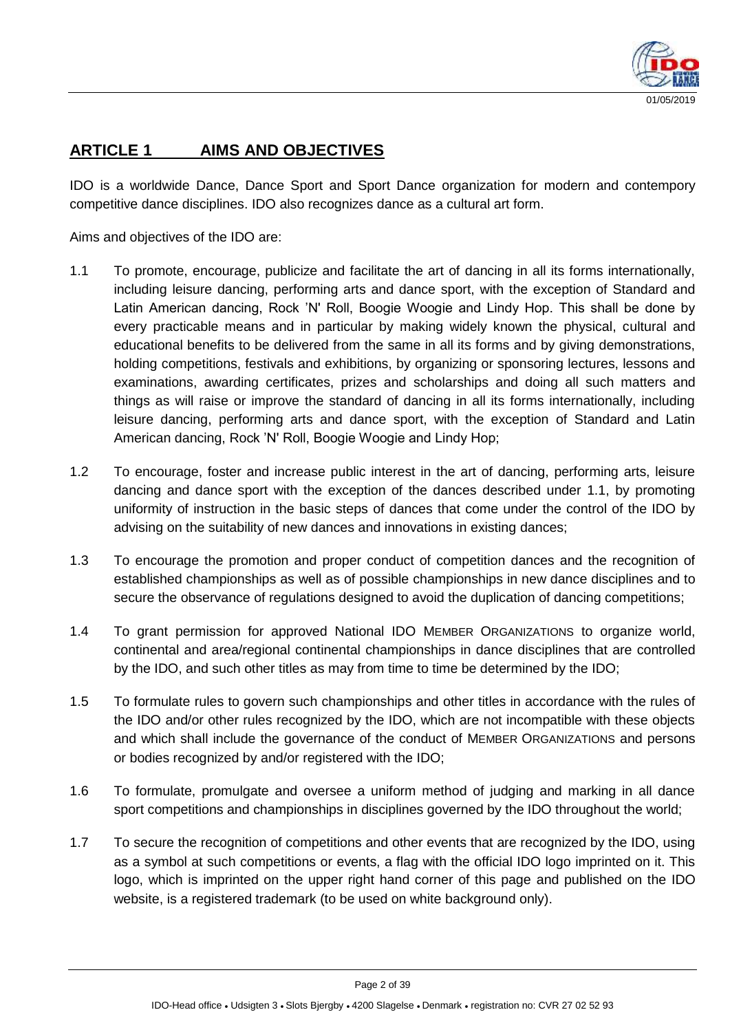## ARTICLE 1 AIMS AND OBJECTIVES

IDO is a worldwide Dance, Dance Sport and Sport Dance organization for modern and contempory competitive dance disciplines. IDO also recognizes dance as a cultural art form.

Aims and objectives of the IDO are:

1.1 To promote, encourage, publicize and facilitate the art of dancing in all its forms internationally, including leisure dancing, performing arts and dance sport, with the exception of Standard and Latin American dancing, Rock 'N' Roll, Boogie Woogie and Lindy Hop. This shall be done by every practicable means and in particular by making widely known the physical, cultural and educational benefits to be delivered from the same in all its forms and by giving demonstrations, holding competitions, festivals and exhibitions, by organizing or sponsoring lectures, lessons and examinations, awarding certificates, prizes and scholarships and doing all such matters and things as will raise or improve the standard of dancing in all its forms internationally, including leisure dancing, performing arts and dance sport, with the exception of Standard and Latin American dancing, Rock 'N' Roll, Boogie Woogie and Lindy Hop;

1.2 To encourage, foster and increase public interest in the art of dancing, performing arts, leisure dancing and dance sport with the exception of the dances described under 1.1, by promoting uniformity of instruction in the basic steps of dances that come under the control of the IDO by advising on the suitability of new dances and innovations in existing dances;

1.3 To encourage the promotion and proper conduct of competition dances and the recognition of established championships as well as of possible championships in new dance disciplines and to secure the observance of regulations designed to avoid the duplication of dancing competitions;

1.4 To grant permission for approved National IDO MEMBER ORGANIZATIONS to organize world, continental and area/regional continental championships in dance disciplines that are controlled by the IDO, and such other titles as may from time to time be determined by the IDO;

1.5 To formulate rules to govern such championships and other titles in accordance with the rules of the IDO and/or other rules recognized by the IDO, which are not incompatible with these objects and which shall include the governance of the conduct of MEMBER ORGANIZATIONS and persons or bodies recognized by and/or registered with the IDO;

1.6 To formulate, promulgate and oversee a uniform method of judging and marking in all dance sport competitions and championships in disciplines governed by the IDO throughout the world;

1.7 To secure the recognition of competitions and other events that are recognized by the IDO, using as a symbol at such competitions or events, a flag with the official IDO logo imprinted on it. This logo, which is imprinted on the upper right hand corner of this page and published on the IDO website, is a registered trademark (to be used on white background only).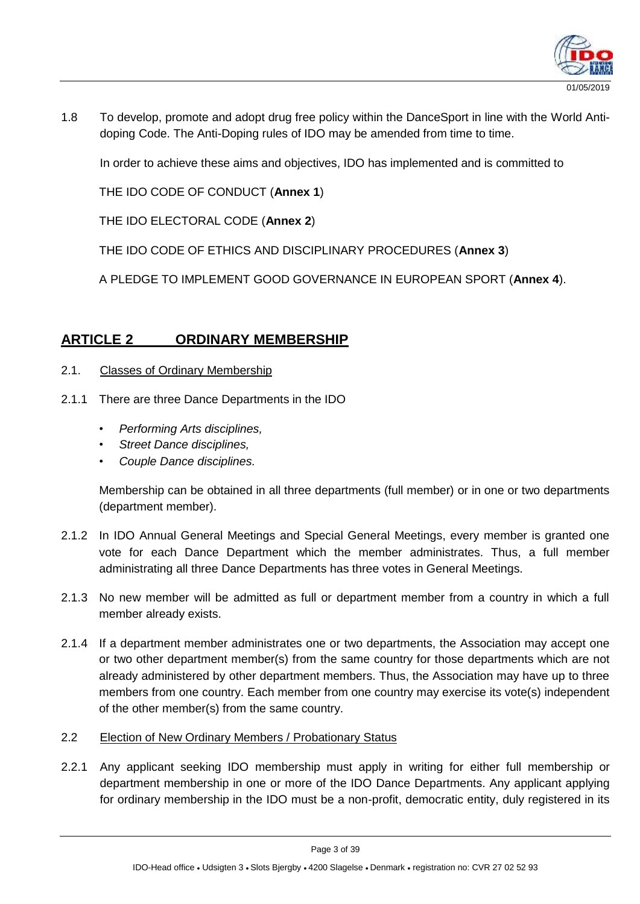1.8 To develop, promote and adopt drug free policy within the DanceSport in line with the World Anti-doping Code. The Anti-Doping rules of IDO may be amended from time to time.

In order to achieve these aims and objectives, IDO has implemented and is committed to

THE IDO CODE OF CONDUCT (**Annex 1**)

THE IDO ELECTORAL CODE (**Annex 2**)

THE IDO CODE OF ETHICS AND DISCIPLINARY PROCEDURES (**Annex 3**)

A PLEDGE TO IMPLEMENT GOOD GOVERNANCE IN EUROPEAN SPORT (**Annex 4**).

## ARTICLE 2 ORDINARY MEMBERSHIP

2.1. Classes of Ordinary Membership

2.1.1 There are three Dance Departments in the IDO

- *Performing Arts disciplines,*
- *Street Dance disciplines,*
- *Couple Dance disciplines.*

Membership can be obtained in all three departments (full member) or in one or two departments (department member).

2.1.2 In IDO Annual General Meetings and Special General Meetings, every member is granted one vote for each Dance Department which the member administrates. Thus, a full member administrating all three Dance Departments has three votes in General Meetings.

2.1.3 No new member will be admitted as full or department member from a country in which a full member already exists.

2.1.4 If a department member administrates one or two departments, the Association may accept one or two other department member(s) from the same country for those departments which are not already administered by other department members. Thus, the Association may have up to three members from one country. Each member from one country may exercise its vote(s) independent of the other member(s) from the same country.

2.2 Election of New Ordinary Members / Probationary Status

2.2.1 Any applicant seeking IDO membership must apply in writing for either full membership or department membership in one or more of the IDO Dance Departments. Any applicant applying for ordinary membership in the IDO must be a non-profit, democratic entity, duly registered in its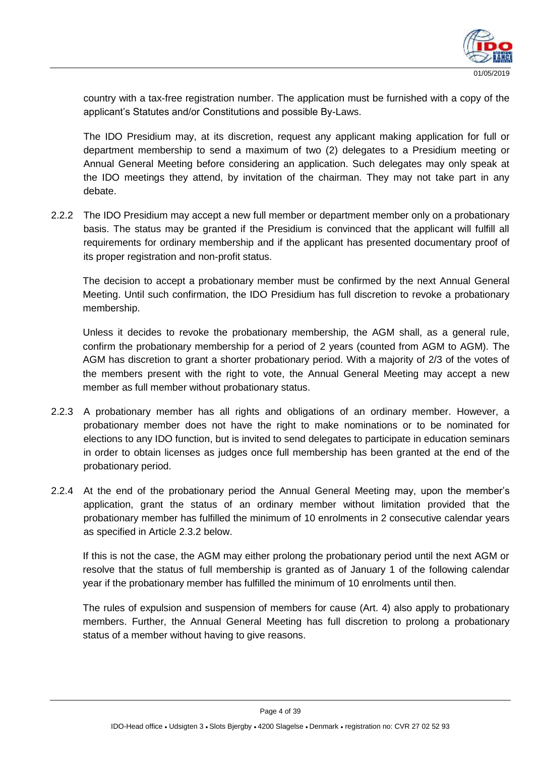country with a tax-free registration number. The application must be furnished with a copy of the applicant's Statutes and/or Constitutions and possible By-Laws.

The IDO Presidium may, at its discretion, request any applicant making application for full or department membership to send a maximum of two (2) delegates to a Presidium meeting or Annual General Meeting before considering an application. Such delegates may only speak at the IDO meetings they attend, by invitation of the chairman. They may not take part in any debate.

2.2.2 The IDO Presidium may accept a new full member or department member only on a probationary basis. The status may be granted if the Presidium is convinced that the applicant will fulfill all requirements for ordinary membership and if the applicant has presented documentary proof of its proper registration and non-profit status.

The decision to accept a probationary member must be confirmed by the next Annual General Meeting. Until such confirmation, the IDO Presidium has full discretion to revoke a probationary membership.

Unless it decides to revoke the probationary membership, the AGM shall, as a general rule, confirm the probationary membership for a period of 2 years (counted from AGM to AGM). The AGM has discretion to grant a shorter probationary period. With a majority of 2/3 of the votes of the members present with the right to vote, the Annual General Meeting may accept a new member as full member without probationary status.

2.2.3 A probationary member has all rights and obligations of an ordinary member. However, a probationary member does not have the right to make nominations or to be nominated for elections to any IDO function, but is invited to send delegates to participate in education seminars in order to obtain licenses as judges once full membership has been granted at the end of the probationary period.

2.2.4 At the end of the probationary period the Annual General Meeting may, upon the member's application, grant the status of an ordinary member without limitation provided that the probationary member has fulfilled the minimum of 10 enrolments in 2 consecutive calendar years as specified in Article 2.3.2 below.

If this is not the case, the AGM may either prolong the probationary period until the next AGM or resolve that the status of full membership is granted as of January 1 of the following calendar year if the probationary member has fulfilled the minimum of 10 enrolments until then.

The rules of expulsion and suspension of members for cause (Art. 4) also apply to probationary members. Further, the Annual General Meeting has full discretion to prolong a probationary status of a member without having to give reasons.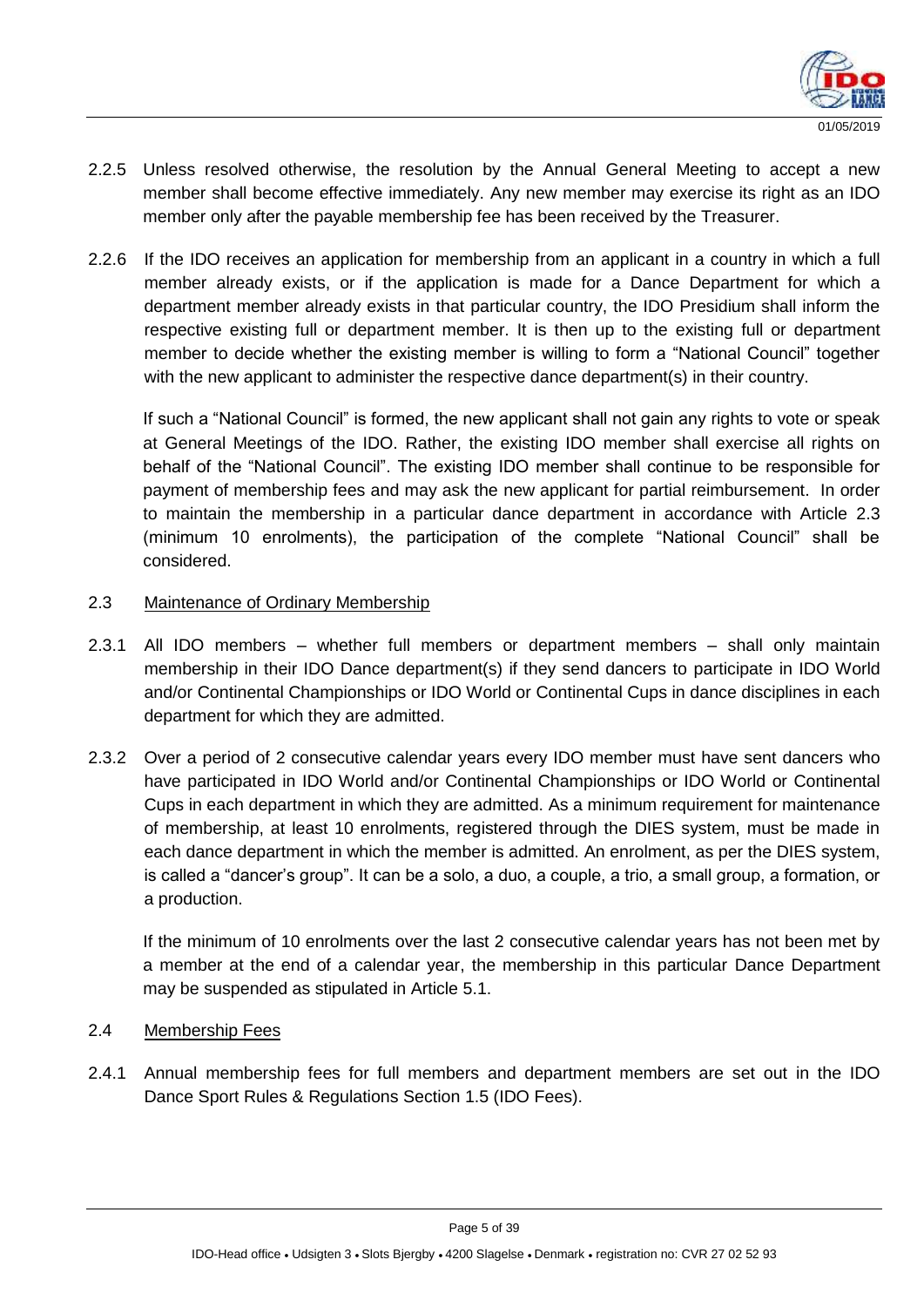2.2.5 Unless resolved otherwise, the resolution by the Annual General Meeting to accept a new member shall become effective immediately. Any new member may exercise its right as an IDO member only after the payable membership fee has been received by the Treasurer.

2.2.6 If the IDO receives an application for membership from an applicant in a country in which a full member already exists, or if the application is made for a Dance Department for which a department member already exists in that particular country, the IDO Presidium shall inform the respective existing full or department member. It is then up to the existing full or department member to decide whether the existing member is willing to form a "National Council" together with the new applicant to administer the respective dance department(s) in their country.

If such a "National Council" is formed, the new applicant shall not gain any rights to vote or speak at General Meetings of the IDO. Rather, the existing IDO member shall exercise all rights on behalf of the "National Council". The existing IDO member shall continue to be responsible for payment of membership fees and may ask the new applicant for partial reimbursement. In order to maintain the membership in a particular dance department in accordance with Article 2.3 (minimum 10 enrolments), the participation of the complete "National Council" shall be considered.

## 2.3 Maintenance of Ordinary Membership

2.3.1 All IDO members – whether full members or department members – shall only maintain membership in their IDO Dance department(s) if they send dancers to participate in IDO World and/or Continental Championships or IDO World or Continental Cups in dance disciplines in each department for which they are admitted.

2.3.2 Over a period of 2 consecutive calendar years every IDO member must have sent dancers who have participated in IDO World and/or Continental Championships or IDO World or Continental Cups in each department in which they are admitted. As a minimum requirement for maintenance of membership, at least 10 enrolments, registered through the DIES system, must be made in each dance department in which the member is admitted. An enrolment, as per the DIES system, is called a "dancer's group". It can be a solo, a duo, a couple, a trio, a small group, a formation, or a production.

If the minimum of 10 enrolments over the last 2 consecutive calendar years has not been met by a member at the end of a calendar year, the membership in this particular Dance Department may be suspended as stipulated in Article 5.1.

## 2.4 Membership Fees

2.4.1 Annual membership fees for full members and department members are set out in the IDO Dance Sport Rules & Regulations Section 1.5 (IDO Fees).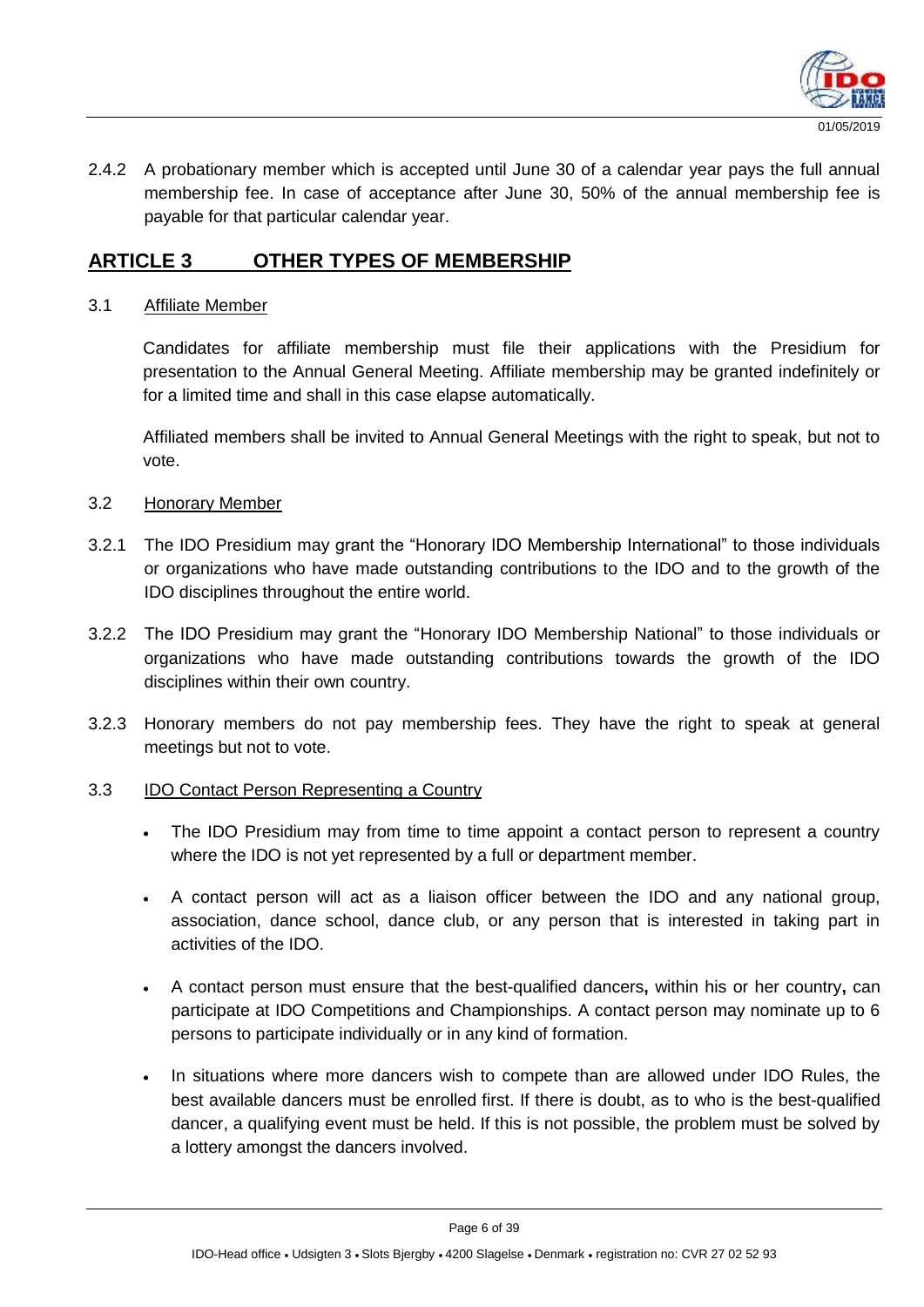2.4.2 A probationary member which is accepted until June 30 of a calendar year pays the full annual membership fee. In case of acceptance after June 30, 50% of the annual membership fee is payable for that particular calendar year.

## ARTICLE 3 OTHER TYPES OF MEMBERSHIP

3.1 Affiliate Member

Candidates for affiliate membership must file their applications with the Presidium for presentation to the Annual General Meeting. Affiliate membership may be granted indefinitely or for a limited time and shall in this case elapse automatically.

Affiliated members shall be invited to Annual General Meetings with the right to speak, but not to vote.

3.2 Honorary Member

3.2.1 The IDO Presidium may grant the "Honorary IDO Membership International" to those individuals or organizations who have made outstanding contributions to the IDO and to the growth of the IDO disciplines throughout the entire world.

3.2.2 The IDO Presidium may grant the "Honorary IDO Membership National" to those individuals or organizations who have made outstanding contributions towards the growth of the IDO disciplines within their own country.

3.2.3 Honorary members do not pay membership fees. They have the right to speak at general meetings but not to vote.

3.3 IDO Contact Person Representing a Country

- The IDO Presidium may from time to time appoint a contact person to represent a country where the IDO is not yet represented by a full or department member.
- A contact person will act as a liaison officer between the IDO and any national group, association, dance school, dance club, or any person that is interested in taking part in activities of the IDO.
- A contact person must ensure that the best-qualified dancers**,** within his or her country**,** can participate at IDO Competitions and Championships. A contact person may nominate up to 6 persons to participate individually or in any kind of formation.
- In situations where more dancers wish to compete than are allowed under IDO Rules, the best available dancers must be enrolled first. If there is doubt, as to who is the best-qualified dancer, a qualifying event must be held. If this is not possible, the problem must be solved by a lottery amongst the dancers involved.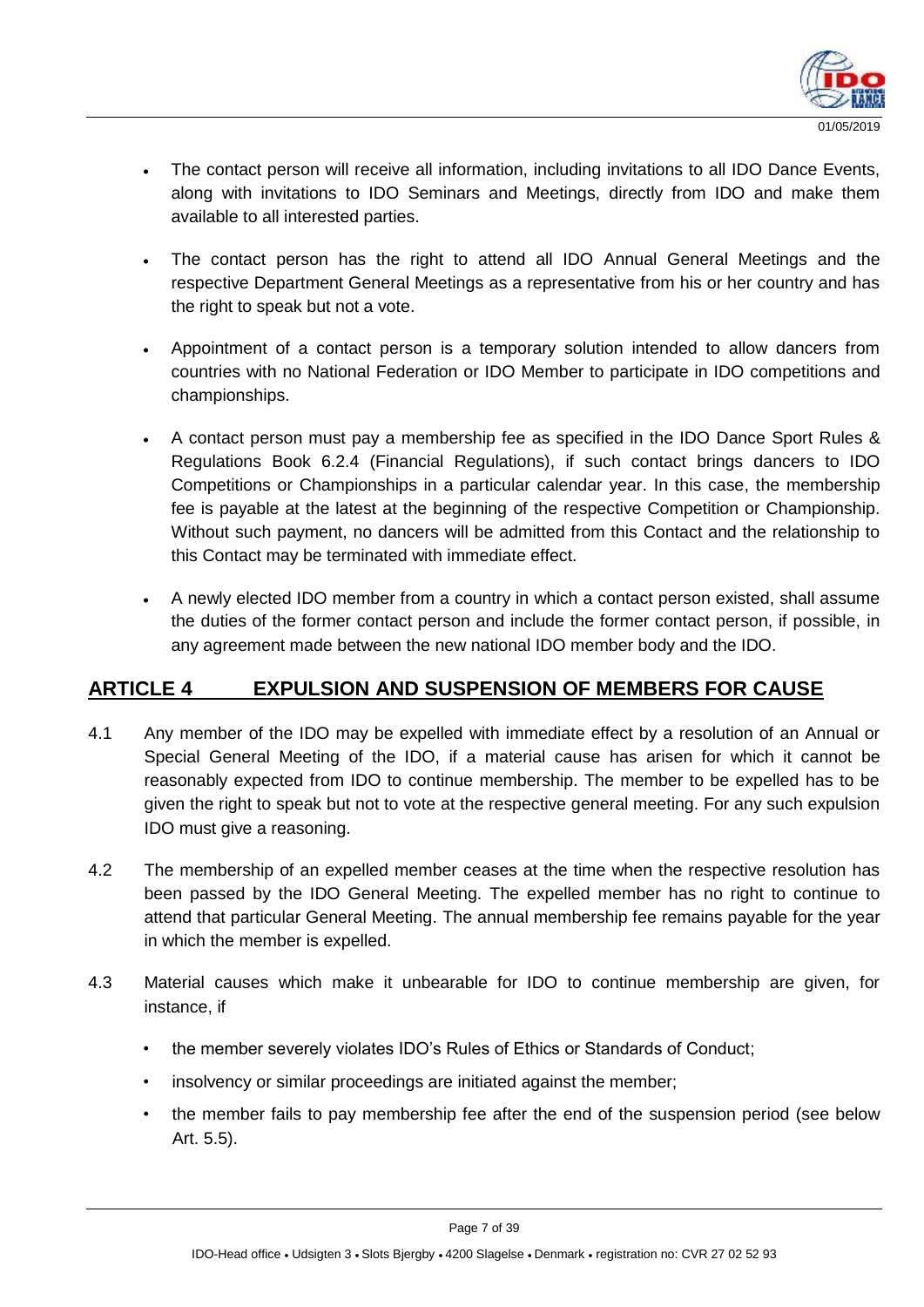- The contact person will receive all information, including invitations to all IDO Dance Events, along with invitations to IDO Seminars and Meetings, directly from IDO and make them available to all interested parties.
- The contact person has the right to attend all IDO Annual General Meetings and the respective Department General Meetings as a representative from his or her country and has the right to speak but not a vote.
- Appointment of a contact person is a temporary solution intended to allow dancers from countries with no National Federation or IDO Member to participate in IDO competitions and championships.
- A contact person must pay a membership fee as specified in the IDO Dance Sport Rules & Regulations Book 6.2.4 (Financial Regulations), if such contact brings dancers to IDO Competitions or Championships in a particular calendar year. In this case, the membership fee is payable at the latest at the beginning of the respective Competition or Championship. Without such payment, no dancers will be admitted from this Contact and the relationship to this Contact may be terminated with immediate effect.
- A newly elected IDO member from a country in which a contact person existed, shall assume the duties of the former contact person and include the former contact person, if possible, in any agreement made between the new national IDO member body and the IDO.

## ARTICLE 4 EXPULSION AND SUSPENSION OF MEMBERS FOR CAUSE

4.1 Any member of the IDO may be expelled with immediate effect by a resolution of an Annual or Special General Meeting of the IDO, if a material cause has arisen for which it cannot be reasonably expected from IDO to continue membership. The member to be expelled has to be given the right to speak but not to vote at the respective general meeting. For any such expulsion IDO must give a reasoning.

4.2 The membership of an expelled member ceases at the time when the respective resolution has been passed by the IDO General Meeting. The expelled member has no right to continue to attend that particular General Meeting. The annual membership fee remains payable for the year in which the member is expelled.

4.3 Material causes which make it unbearable for IDO to continue membership are given, for instance, if

- the member severely violates IDO's Rules of Ethics or Standards of Conduct;
- insolvency or similar proceedings are initiated against the member;
- the member fails to pay membership fee after the end of the suspension period (see below Art. 5.5).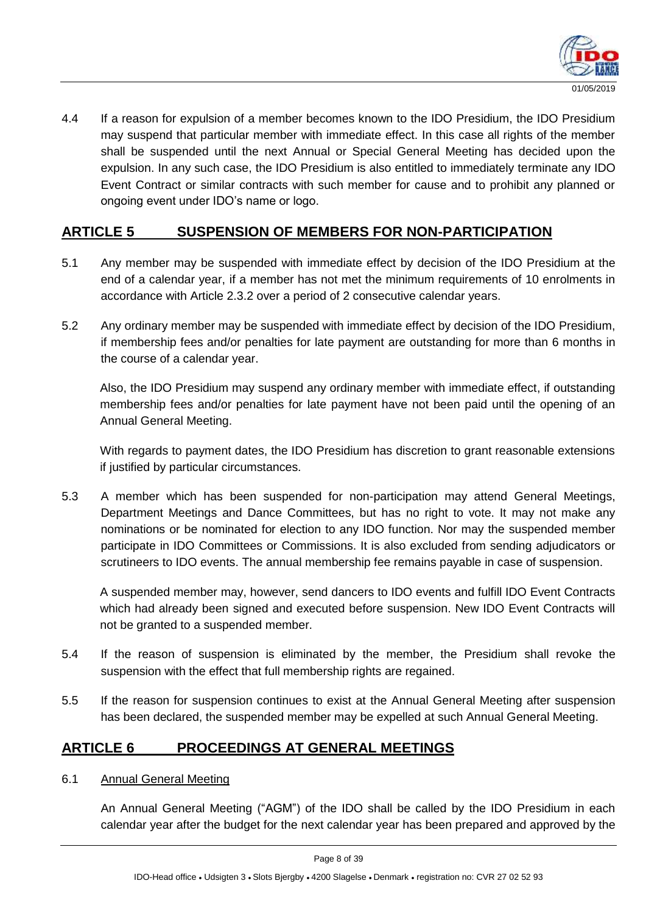4.4 If a reason for expulsion of a member becomes known to the IDO Presidium, the IDO Presidium may suspend that particular member with immediate effect. In this case all rights of the member shall be suspended until the next Annual or Special General Meeting has decided upon the expulsion. In any such case, the IDO Presidium is also entitled to immediately terminate any IDO Event Contract or similar contracts with such member for cause and to prohibit any planned or ongoing event under IDO's name or logo.

## ARTICLE 5 SUSPENSION OF MEMBERS FOR NON-PARTICIPATION

5.1 Any member may be suspended with immediate effect by decision of the IDO Presidium at the end of a calendar year, if a member has not met the minimum requirements of 10 enrolments in accordance with Article 2.3.2 over a period of 2 consecutive calendar years.

5.2 Any ordinary member may be suspended with immediate effect by decision of the IDO Presidium, if membership fees and/or penalties for late payment are outstanding for more than 6 months in the course of a calendar year.

Also, the IDO Presidium may suspend any ordinary member with immediate effect, if outstanding membership fees and/or penalties for late payment have not been paid until the opening of an Annual General Meeting.

With regards to payment dates, the IDO Presidium has discretion to grant reasonable extensions if justified by particular circumstances.

5.3 A member which has been suspended for non-participation may attend General Meetings, Department Meetings and Dance Committees, but has no right to vote. It may not make any nominations or be nominated for election to any IDO function. Nor may the suspended member participate in IDO Committees or Commissions. It is also excluded from sending adjudicators or scrutineers to IDO events. The annual membership fee remains payable in case of suspension.

A suspended member may, however, send dancers to IDO events and fulfill IDO Event Contracts which had already been signed and executed before suspension. New IDO Event Contracts will not be granted to a suspended member.

5.4 If the reason of suspension is eliminated by the member, the Presidium shall revoke the suspension with the effect that full membership rights are regained.

5.5 If the reason for suspension continues to exist at the Annual General Meeting after suspension has been declared, the suspended member may be expelled at such Annual General Meeting.

## ARTICLE 6 PROCEEDINGS AT GENERAL MEETINGS

6.1 Annual General Meeting

An Annual General Meeting ("AGM") of the IDO shall be called by the IDO Presidium in each calendar year after the budget for the next calendar year has been prepared and approved by the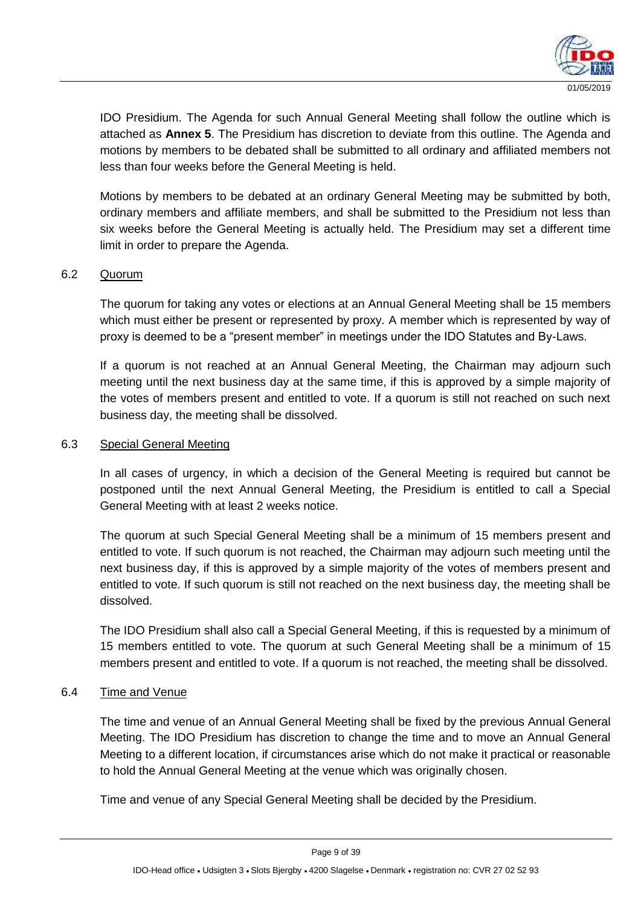IDO Presidium. The Agenda for such Annual General Meeting shall follow the outline which is attached as **Annex 5**. The Presidium has discretion to deviate from this outline. The Agenda and motions by members to be debated shall be submitted to all ordinary and affiliated members not less than four weeks before the General Meeting is held.

Motions by members to be debated at an ordinary General Meeting may be submitted by both, ordinary members and affiliate members, and shall be submitted to the Presidium not less than six weeks before the General Meeting is actually held. The Presidium may set a different time limit in order to prepare the Agenda.

### 6.2 Quorum

The quorum for taking any votes or elections at an Annual General Meeting shall be 15 members which must either be present or represented by proxy. A member which is represented by way of proxy is deemed to be a "present member" in meetings under the IDO Statutes and By-Laws.

If a quorum is not reached at an Annual General Meeting, the Chairman may adjourn such meeting until the next business day at the same time, if this is approved by a simple majority of the votes of members present and entitled to vote. If a quorum is still not reached on such next business day, the meeting shall be dissolved.

### 6.3 Special General Meeting

In all cases of urgency, in which a decision of the General Meeting is required but cannot be postponed until the next Annual General Meeting, the Presidium is entitled to call a Special General Meeting with at least 2 weeks notice.

The quorum at such Special General Meeting shall be a minimum of 15 members present and entitled to vote. If such quorum is not reached, the Chairman may adjourn such meeting until the next business day, if this is approved by a simple majority of the votes of members present and entitled to vote. If such quorum is still not reached on the next business day, the meeting shall be dissolved.

The IDO Presidium shall also call a Special General Meeting, if this is requested by a minimum of 15 members entitled to vote. The quorum at such General Meeting shall be a minimum of 15 members present and entitled to vote. If a quorum is not reached, the meeting shall be dissolved.

### 6.4 Time and Venue

The time and venue of an Annual General Meeting shall be fixed by the previous Annual General Meeting. The IDO Presidium has discretion to change the time and to move an Annual General Meeting to a different location, if circumstances arise which do not make it practical or reasonable to hold the Annual General Meeting at the venue which was originally chosen.

Time and venue of any Special General Meeting shall be decided by the Presidium.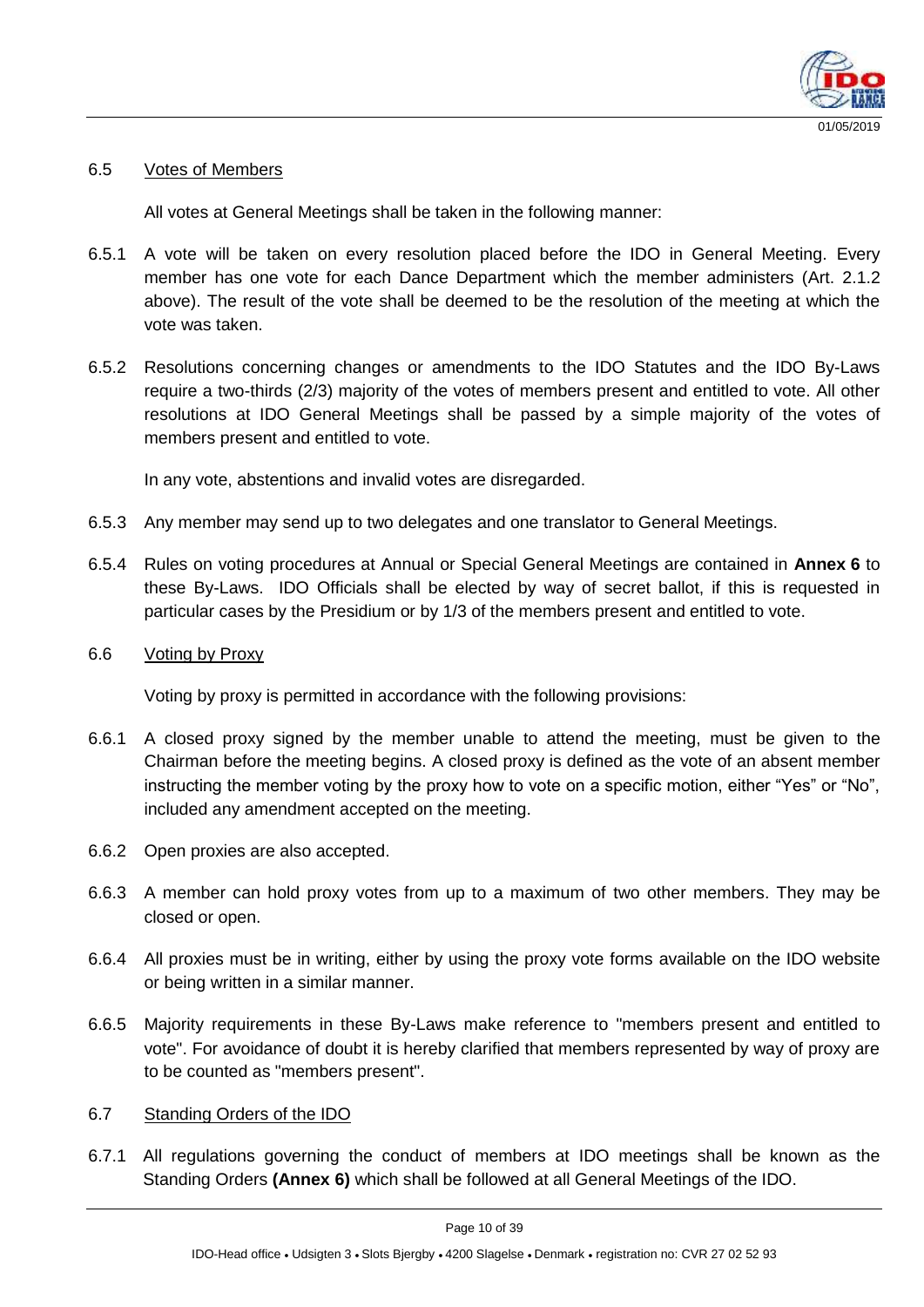## 6.5 Votes of Members

All votes at General Meetings shall be taken in the following manner:

6.5.1 A vote will be taken on every resolution placed before the IDO in General Meeting. Every member has one vote for each Dance Department which the member administers (Art. 2.1.2 above). The result of the vote shall be deemed to be the resolution of the meeting at which the vote was taken.

6.5.2 Resolutions concerning changes or amendments to the IDO Statutes and the IDO By-Laws require a two-thirds (2/3) majority of the votes of members present and entitled to vote. All other resolutions at IDO General Meetings shall be passed by a simple majority of the votes of members present and entitled to vote.

In any vote, abstentions and invalid votes are disregarded.

6.5.3 Any member may send up to two delegates and one translator to General Meetings.

6.5.4 Rules on voting procedures at Annual or Special General Meetings are contained in **Annex 6** to these By-Laws. IDO Officials shall be elected by way of secret ballot, if this is requested in particular cases by the Presidium or by 1/3 of the members present and entitled to vote.

## 6.6 Voting by Proxy

Voting by proxy is permitted in accordance with the following provisions:

6.6.1 A closed proxy signed by the member unable to attend the meeting, must be given to the Chairman before the meeting begins. A closed proxy is defined as the vote of an absent member instructing the member voting by the proxy how to vote on a specific motion, either "Yes" or "No", included any amendment accepted on the meeting.

6.6.2 Open proxies are also accepted.

6.6.3 A member can hold proxy votes from up to a maximum of two other members. They may be closed or open.

6.6.4 All proxies must be in writing, either by using the proxy vote forms available on the IDO website or being written in a similar manner.

6.6.5 Majority requirements in these By-Laws make reference to "members present and entitled to vote". For avoidance of doubt it is hereby clarified that members represented by way of proxy are to be counted as "members present".

## 6.7 Standing Orders of the IDO

6.7.1 All regulations governing the conduct of members at IDO meetings shall be known as the Standing Orders **(Annex 6)** which shall be followed at all General Meetings of the IDO.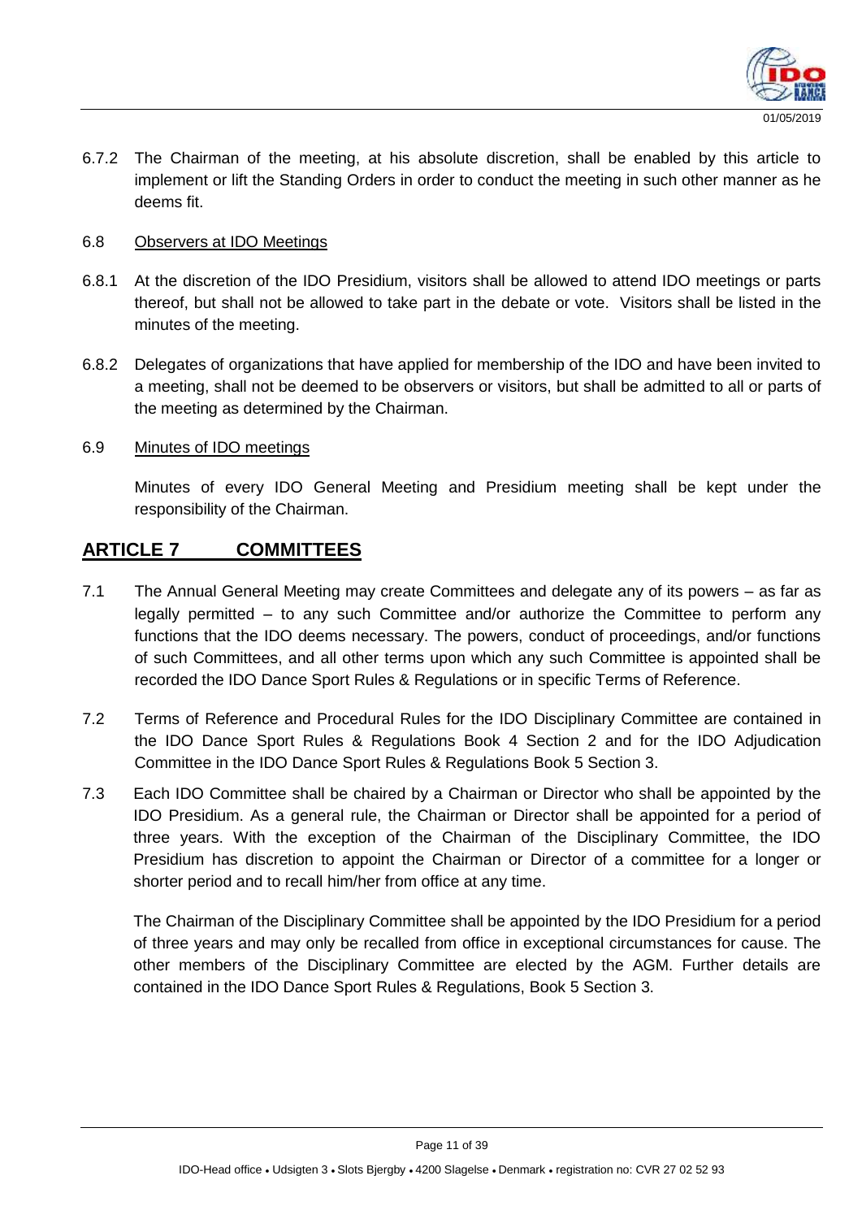6.7.2 The Chairman of the meeting, at his absolute discretion, shall be enabled by this article to implement or lift the Standing Orders in order to conduct the meeting in such other manner as he deems fit.

6.8 Observers at IDO Meetings

6.8.1 At the discretion of the IDO Presidium, visitors shall be allowed to attend IDO meetings or parts thereof, but shall not be allowed to take part in the debate or vote. Visitors shall be listed in the minutes of the meeting.

6.8.2 Delegates of organizations that have applied for membership of the IDO and have been invited to a meeting, shall not be deemed to be observers or visitors, but shall be admitted to all or parts of the meeting as determined by the Chairman.

6.9 Minutes of IDO meetings

Minutes of every IDO General Meeting and Presidium meeting shall be kept under the responsibility of the Chairman.

## ARTICLE 7 COMMITTEES

7.1 The Annual General Meeting may create Committees and delegate any of its powers – as far as legally permitted – to any such Committee and/or authorize the Committee to perform any functions that the IDO deems necessary. The powers, conduct of proceedings, and/or functions of such Committees, and all other terms upon which any such Committee is appointed shall be recorded the IDO Dance Sport Rules & Regulations or in specific Terms of Reference.

7.2 Terms of Reference and Procedural Rules for the IDO Disciplinary Committee are contained in the IDO Dance Sport Rules & Regulations Book 4 Section 2 and for the IDO Adjudication Committee in the IDO Dance Sport Rules & Regulations Book 5 Section 3.

7.3 Each IDO Committee shall be chaired by a Chairman or Director who shall be appointed by the IDO Presidium. As a general rule, the Chairman or Director shall be appointed for a period of three years. With the exception of the Chairman of the Disciplinary Committee, the IDO Presidium has discretion to appoint the Chairman or Director of a committee for a longer or shorter period and to recall him/her from office at any time.

The Chairman of the Disciplinary Committee shall be appointed by the IDO Presidium for a period of three years and may only be recalled from office in exceptional circumstances for cause. The other members of the Disciplinary Committee are elected by the AGM. Further details are contained in the IDO Dance Sport Rules & Regulations, Book 5 Section 3.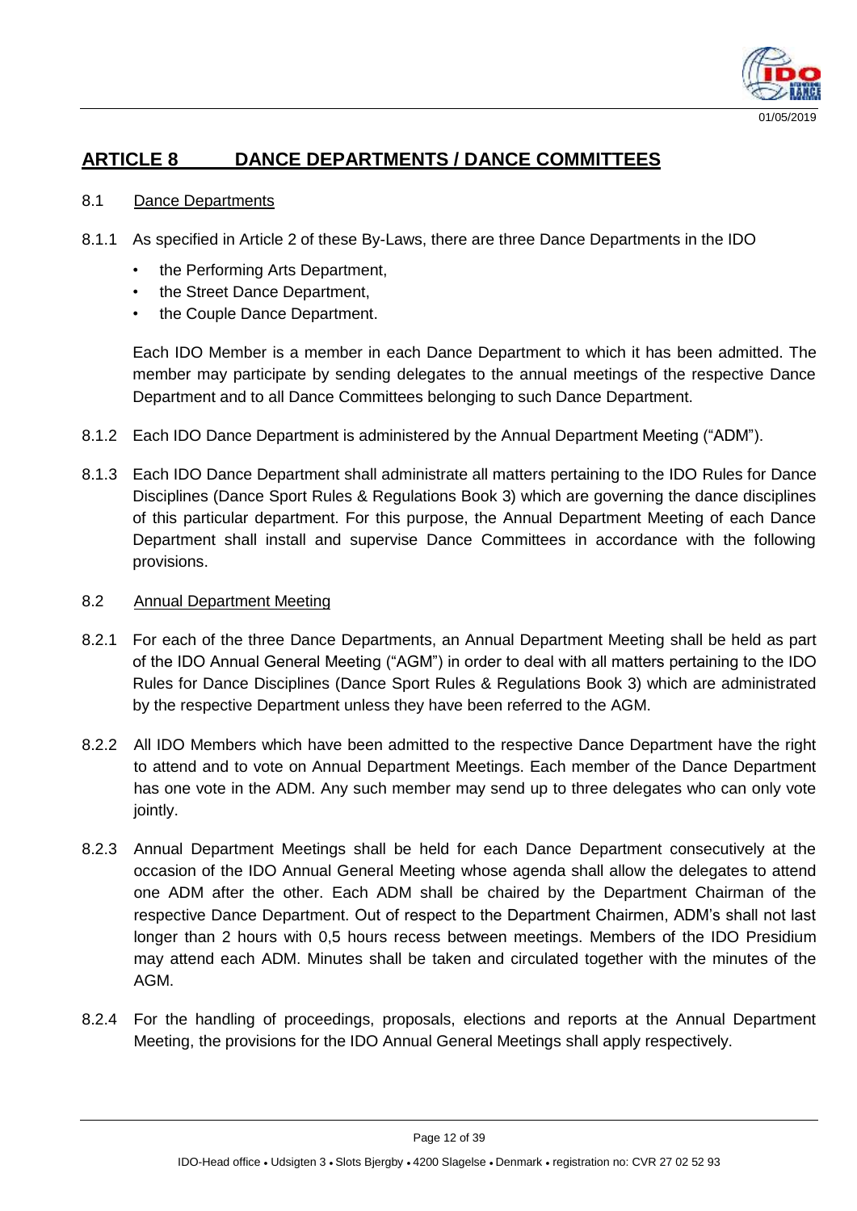## ARTICLE 8 DANCE DEPARTMENTS / DANCE COMMITTEES

### 8.1 Dance Departments

8.1.1 As specified in Article 2 of these By-Laws, there are three Dance Departments in the IDO

- the Performing Arts Department,
- the Street Dance Department,
- the Couple Dance Department.

Each IDO Member is a member in each Dance Department to which it has been admitted. The member may participate by sending delegates to the annual meetings of the respective Dance Department and to all Dance Committees belonging to such Dance Department.

8.1.2 Each IDO Dance Department is administered by the Annual Department Meeting ("ADM").

8.1.3 Each IDO Dance Department shall administrate all matters pertaining to the IDO Rules for Dance Disciplines (Dance Sport Rules & Regulations Book 3) which are governing the dance disciplines of this particular department. For this purpose, the Annual Department Meeting of each Dance Department shall install and supervise Dance Committees in accordance with the following provisions.

### 8.2 Annual Department Meeting

8.2.1 For each of the three Dance Departments, an Annual Department Meeting shall be held as part of the IDO Annual General Meeting ("AGM") in order to deal with all matters pertaining to the IDO Rules for Dance Disciplines (Dance Sport Rules & Regulations Book 3) which are administrated by the respective Department unless they have been referred to the AGM.

8.2.2 All IDO Members which have been admitted to the respective Dance Department have the right to attend and to vote on Annual Department Meetings. Each member of the Dance Department has one vote in the ADM. Any such member may send up to three delegates who can only vote jointly.

8.2.3 Annual Department Meetings shall be held for each Dance Department consecutively at the occasion of the IDO Annual General Meeting whose agenda shall allow the delegates to attend one ADM after the other. Each ADM shall be chaired by the Department Chairman of the respective Dance Department. Out of respect to the Department Chairmen, ADM's shall not last longer than 2 hours with 0,5 hours recess between meetings. Members of the IDO Presidium may attend each ADM. Minutes shall be taken and circulated together with the minutes of the AGM.

8.2.4 For the handling of proceedings, proposals, elections and reports at the Annual Department Meeting, the provisions for the IDO Annual General Meetings shall apply respectively.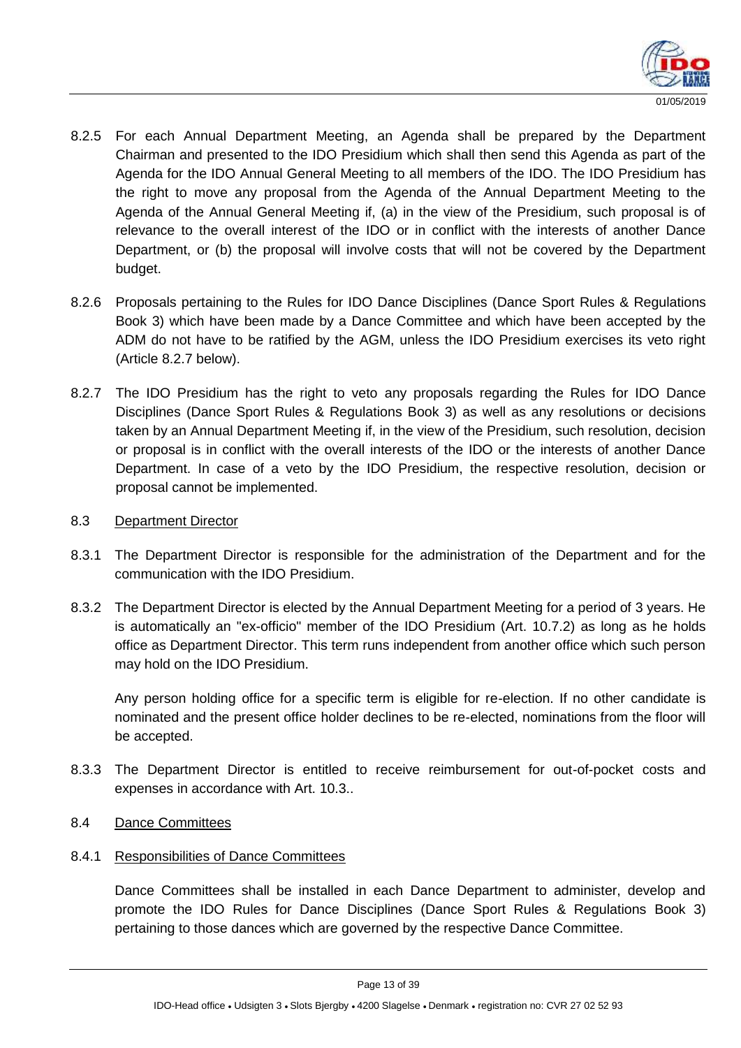8.2.5 For each Annual Department Meeting, an Agenda shall be prepared by the Department Chairman and presented to the IDO Presidium which shall then send this Agenda as part of the Agenda for the IDO Annual General Meeting to all members of the IDO. The IDO Presidium has the right to move any proposal from the Agenda of the Annual Department Meeting to the Agenda of the Annual General Meeting if, (a) in the view of the Presidium, such proposal is of relevance to the overall interest of the IDO or in conflict with the interests of another Dance Department, or (b) the proposal will involve costs that will not be covered by the Department budget.

8.2.6 Proposals pertaining to the Rules for IDO Dance Disciplines (Dance Sport Rules & Regulations Book 3) which have been made by a Dance Committee and which have been accepted by the ADM do not have to be ratified by the AGM, unless the IDO Presidium exercises its veto right (Article 8.2.7 below).

8.2.7 The IDO Presidium has the right to veto any proposals regarding the Rules for IDO Dance Disciplines (Dance Sport Rules & Regulations Book 3) as well as any resolutions or decisions taken by an Annual Department Meeting if, in the view of the Presidium, such resolution, decision or proposal is in conflict with the overall interests of the IDO or the interests of another Dance Department. In case of a veto by the IDO Presidium, the respective resolution, decision or proposal cannot be implemented.

8.3 <u>Department Director</u>

8.3.1 The Department Director is responsible for the administration of the Department and for the communication with the IDO Presidium.

8.3.2 The Department Director is elected by the Annual Department Meeting for a period of 3 years. He is automatically an "ex-officio" member of the IDO Presidium (Art. 10.7.2) as long as he holds office as Department Director. This term runs independent from another office which such person may hold on the IDO Presidium.

Any person holding office for a specific term is eligible for re-election. If no other candidate is nominated and the present office holder declines to be re-elected, nominations from the floor will be accepted.

8.3.3 The Department Director is entitled to receive reimbursement for out-of-pocket costs and expenses in accordance with Art. 10.3..

8.4 <u>Dance Committees</u>

8.4.1 <u>Responsibilities of Dance Committees</u>

Dance Committees shall be installed in each Dance Department to administer, develop and promote the IDO Rules for Dance Disciplines (Dance Sport Rules & Regulations Book 3) pertaining to those dances which are governed by the respective Dance Committee.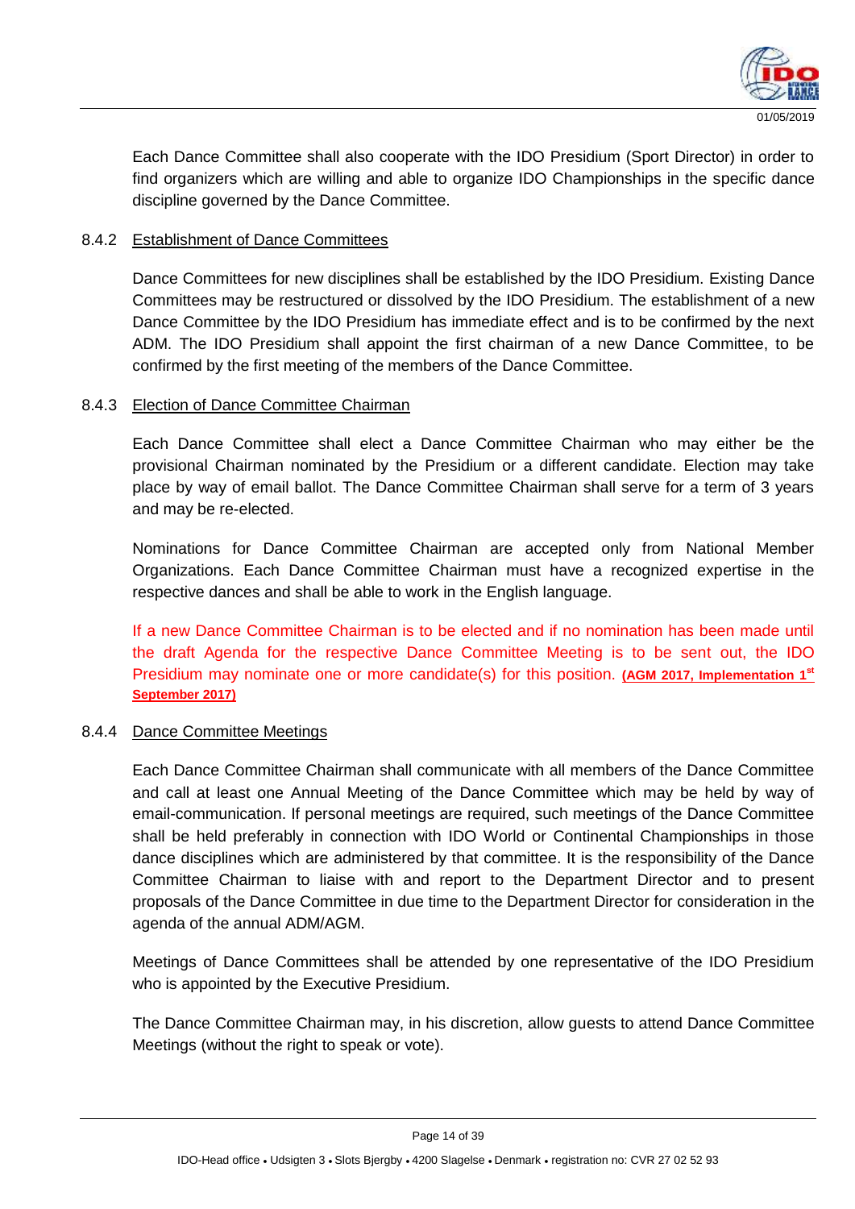Each Dance Committee shall also cooperate with the IDO Presidium (Sport Director) in order to find organizers which are willing and able to organize IDO Championships in the specific dance discipline governed by the Dance Committee.

### 8.4.2 Establishment of Dance Committees

Dance Committees for new disciplines shall be established by the IDO Presidium. Existing Dance Committees may be restructured or dissolved by the IDO Presidium. The establishment of a new Dance Committee by the IDO Presidium has immediate effect and is to be confirmed by the next ADM. The IDO Presidium shall appoint the first chairman of a new Dance Committee, to be confirmed by the first meeting of the members of the Dance Committee.

### 8.4.3 Election of Dance Committee Chairman

Each Dance Committee shall elect a Dance Committee Chairman who may either be the provisional Chairman nominated by the Presidium or a different candidate. Election may take place by way of email ballot. The Dance Committee Chairman shall serve for a term of 3 years and may be re-elected.

Nominations for Dance Committee Chairman are accepted only from National Member Organizations. Each Dance Committee Chairman must have a recognized expertise in the respective dances and shall be able to work in the English language.

If a new Dance Committee Chairman is to be elected and if no nomination has been made until the draft Agenda for the respective Dance Committee Meeting is to be sent out, the IDO Presidium may nominate one or more candidate(s) for this position. **(AGM 2017, Implementation 1st September 2017)**

### 8.4.4 Dance Committee Meetings

Each Dance Committee Chairman shall communicate with all members of the Dance Committee and call at least one Annual Meeting of the Dance Committee which may be held by way of email-communication. If personal meetings are required, such meetings of the Dance Committee shall be held preferably in connection with IDO World or Continental Championships in those dance disciplines which are administered by that committee. It is the responsibility of the Dance Committee Chairman to liaise with and report to the Department Director and to present proposals of the Dance Committee in due time to the Department Director for consideration in the agenda of the annual ADM/AGM.

Meetings of Dance Committees shall be attended by one representative of the IDO Presidium who is appointed by the Executive Presidium.

The Dance Committee Chairman may, in his discretion, allow guests to attend Dance Committee Meetings (without the right to speak or vote).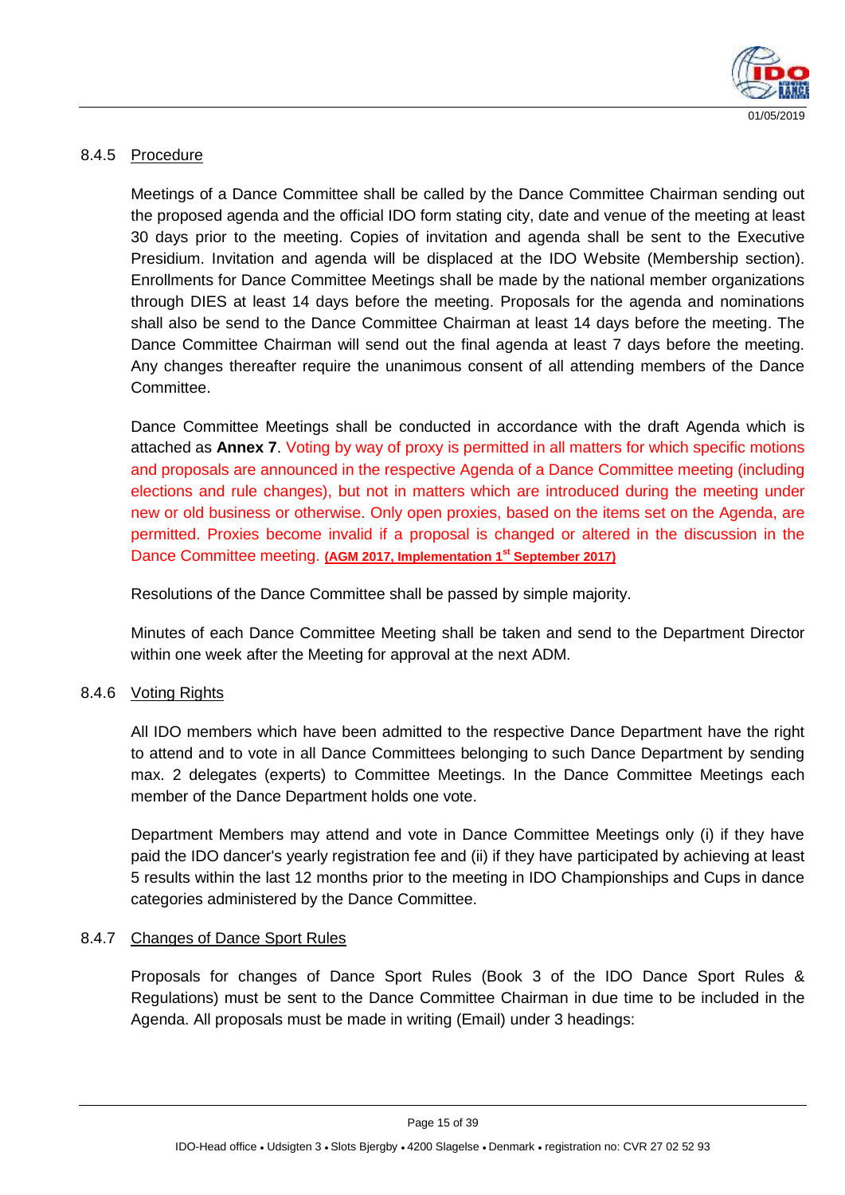### 8.4.5 Procedure

Meetings of a Dance Committee shall be called by the Dance Committee Chairman sending out the proposed agenda and the official IDO form stating city, date and venue of the meeting at least 30 days prior to the meeting. Copies of invitation and agenda shall be sent to the Executive Presidium. Invitation and agenda will be displaced at the IDO Website (Membership section). Enrollments for Dance Committee Meetings shall be made by the national member organizations through DIES at least 14 days before the meeting. Proposals for the agenda and nominations shall also be send to the Dance Committee Chairman at least 14 days before the meeting. The Dance Committee Chairman will send out the final agenda at least 7 days before the meeting. Any changes thereafter require the unanimous consent of all attending members of the Dance Committee.

Dance Committee Meetings shall be conducted in accordance with the draft Agenda which is attached as **Annex 7**. Voting by way of proxy is permitted in all matters for which specific motions and proposals are announced in the respective Agenda of a Dance Committee meeting (including elections and rule changes), but not in matters which are introduced during the meeting under new or old business or otherwise. Only open proxies, based on the items set on the Agenda, are permitted. Proxies become invalid if a proposal is changed or altered in the discussion in the Dance Committee meeting. **(AGM 2017, Implementation 1st September 2017)**

Resolutions of the Dance Committee shall be passed by simple majority.

Minutes of each Dance Committee Meeting shall be taken and send to the Department Director within one week after the Meeting for approval at the next ADM.

### 8.4.6 Voting Rights

All IDO members which have been admitted to the respective Dance Department have the right to attend and to vote in all Dance Committees belonging to such Dance Department by sending max. 2 delegates (experts) to Committee Meetings. In the Dance Committee Meetings each member of the Dance Department holds one vote.

Department Members may attend and vote in Dance Committee Meetings only (i) if they have paid the IDO dancer's yearly registration fee and (ii) if they have participated by achieving at least 5 results within the last 12 months prior to the meeting in IDO Championships and Cups in dance categories administered by the Dance Committee.

### 8.4.7 Changes of Dance Sport Rules

Proposals for changes of Dance Sport Rules (Book 3 of the IDO Dance Sport Rules & Regulations) must be sent to the Dance Committee Chairman in due time to be included in the Agenda. All proposals must be made in writing (Email) under 3 headings: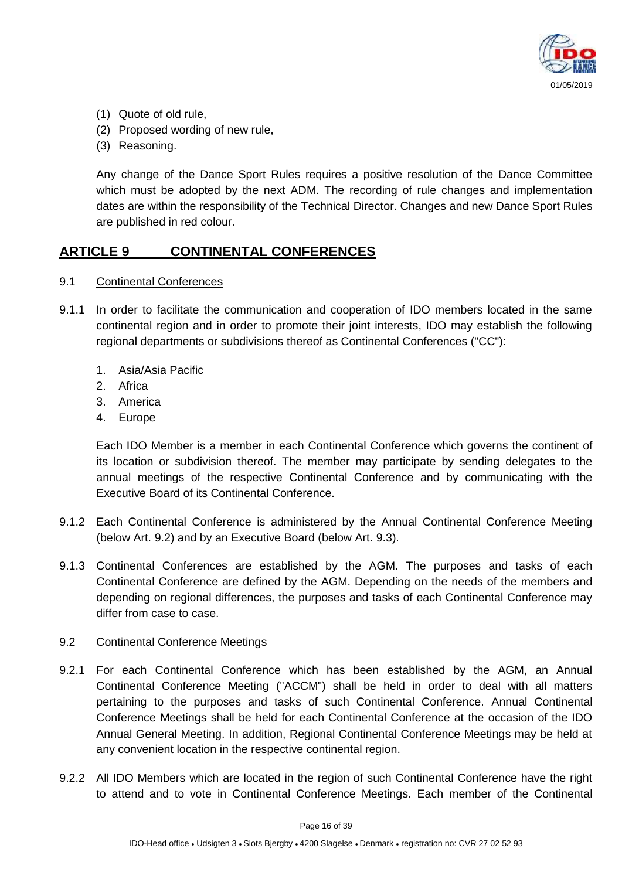(1) Quote of old rule,
(2) Proposed wording of new rule,
(3) Reasoning.

Any change of the Dance Sport Rules requires a positive resolution of the Dance Committee which must be adopted by the next ADM. The recording of rule changes and implementation dates are within the responsibility of the Technical Director. Changes and new Dance Sport Rules are published in red colour.

## ARTICLE 9 CONTINENTAL CONFERENCES

9.1 Continental Conferences

9.1.1 In order to facilitate the communication and cooperation of IDO members located in the same continental region and in order to promote their joint interests, IDO may establish the following regional departments or subdivisions thereof as Continental Conferences ("CC"):

1. Asia/Asia Pacific
2. Africa
3. America
4. Europe

Each IDO Member is a member in each Continental Conference which governs the continent of its location or subdivision thereof. The member may participate by sending delegates to the annual meetings of the respective Continental Conference and by communicating with the Executive Board of its Continental Conference.

9.1.2 Each Continental Conference is administered by the Annual Continental Conference Meeting (below Art. 9.2) and by an Executive Board (below Art. 9.3).

9.1.3 Continental Conferences are established by the AGM. The purposes and tasks of each Continental Conference are defined by the AGM. Depending on the needs of the members and depending on regional differences, the purposes and tasks of each Continental Conference may differ from case to case.

9.2 Continental Conference Meetings

9.2.1 For each Continental Conference which has been established by the AGM, an Annual Continental Conference Meeting ("ACCM") shall be held in order to deal with all matters pertaining to the purposes and tasks of such Continental Conference. Annual Continental Conference Meetings shall be held for each Continental Conference at the occasion of the IDO Annual General Meeting. In addition, Regional Continental Conference Meetings may be held at any convenient location in the respective continental region.

9.2.2 All IDO Members which are located in the region of such Continental Conference have the right to attend and to vote in Continental Conference Meetings. Each member of the Continental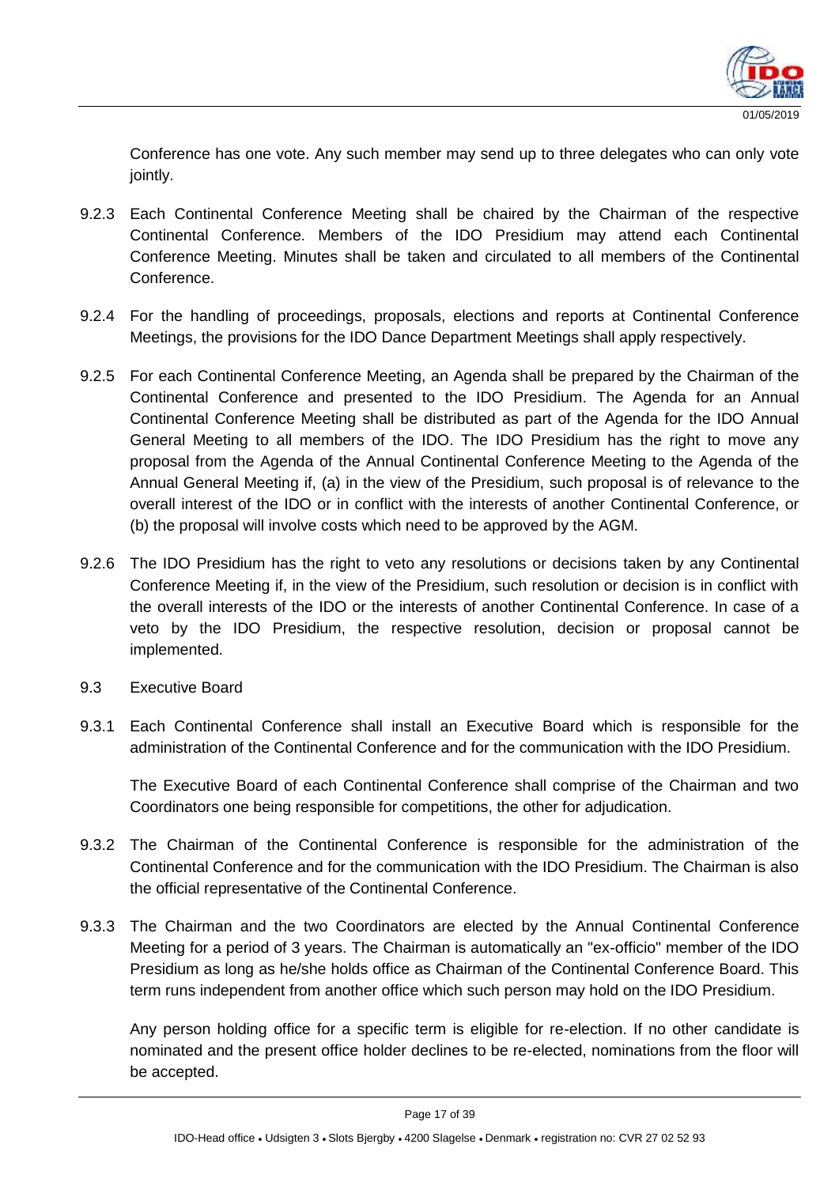Conference has one vote. Any such member may send up to three delegates who can only vote jointly.

9.2.3 Each Continental Conference Meeting shall be chaired by the Chairman of the respective Continental Conference. Members of the IDO Presidium may attend each Continental Conference Meeting. Minutes shall be taken and circulated to all members of the Continental Conference.

9.2.4 For the handling of proceedings, proposals, elections and reports at Continental Conference Meetings, the provisions for the IDO Dance Department Meetings shall apply respectively.

9.2.5 For each Continental Conference Meeting, an Agenda shall be prepared by the Chairman of the Continental Conference and presented to the IDO Presidium. The Agenda for an Annual Continental Conference Meeting shall be distributed as part of the Agenda for the IDO Annual General Meeting to all members of the IDO. The IDO Presidium has the right to move any proposal from the Agenda of the Annual Continental Conference Meeting to the Agenda of the Annual General Meeting if, (a) in the view of the Presidium, such proposal is of relevance to the overall interest of the IDO or in conflict with the interests of another Continental Conference, or (b) the proposal will involve costs which need to be approved by the AGM.

9.2.6 The IDO Presidium has the right to veto any resolutions or decisions taken by any Continental Conference Meeting if, in the view of the Presidium, such resolution or decision is in conflict with the overall interests of the IDO or the interests of another Continental Conference. In case of a veto by the IDO Presidium, the respective resolution, decision or proposal cannot be implemented.

9.3 Executive Board

9.3.1 Each Continental Conference shall install an Executive Board which is responsible for the administration of the Continental Conference and for the communication with the IDO Presidium.

The Executive Board of each Continental Conference shall comprise of the Chairman and two Coordinators one being responsible for competitions, the other for adjudication.

9.3.2 The Chairman of the Continental Conference is responsible for the administration of the Continental Conference and for the communication with the IDO Presidium. The Chairman is also the official representative of the Continental Conference.

9.3.3 The Chairman and the two Coordinators are elected by the Annual Continental Conference Meeting for a period of 3 years. The Chairman is automatically an "ex-officio" member of the IDO Presidium as long as he/she holds office as Chairman of the Continental Conference Board. This term runs independent from another office which such person may hold on the IDO Presidium.

Any person holding office for a specific term is eligible for re-election. If no other candidate is nominated and the present office holder declines to be re-elected, nominations from the floor will be accepted.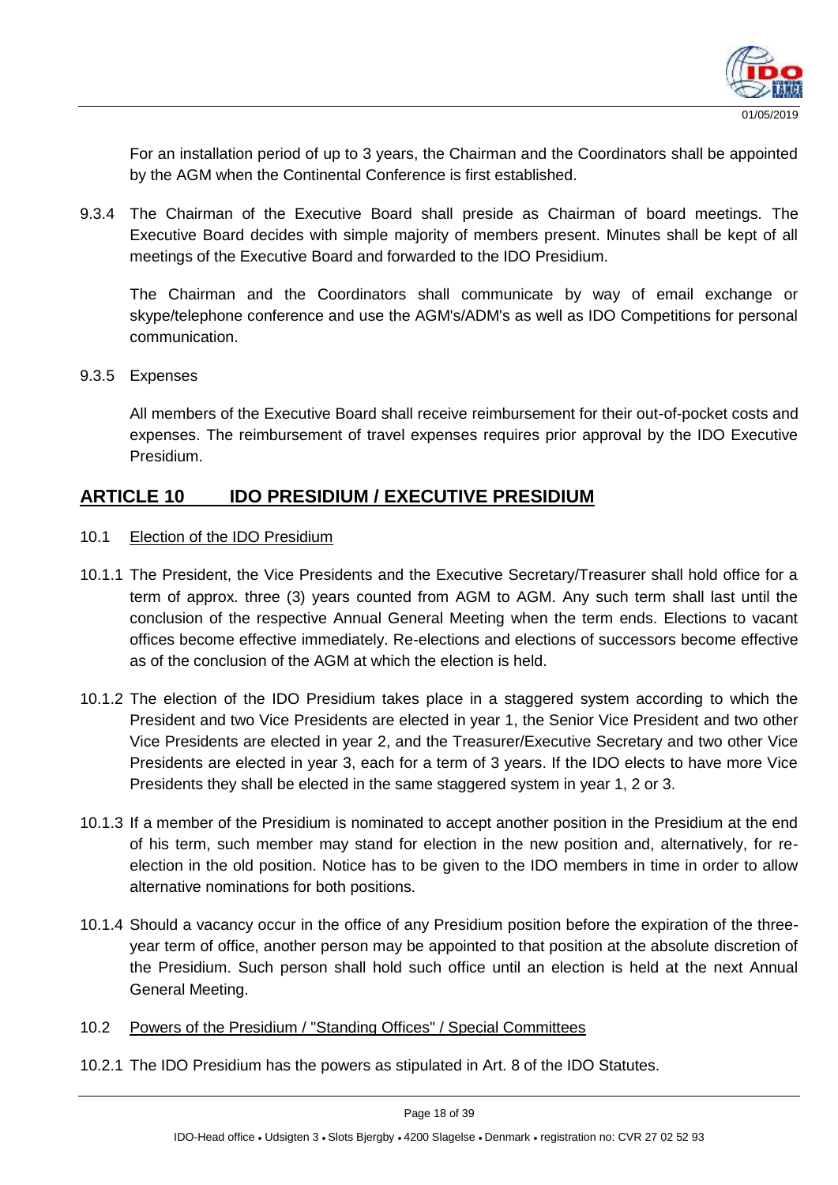For an installation period of up to 3 years, the Chairman and the Coordinators shall be appointed by the AGM when the Continental Conference is first established.

9.3.4 The Chairman of the Executive Board shall preside as Chairman of board meetings. The Executive Board decides with simple majority of members present. Minutes shall be kept of all meetings of the Executive Board and forwarded to the IDO Presidium.

The Chairman and the Coordinators shall communicate by way of email exchange or skype/telephone conference and use the AGM's/ADM's as well as IDO Competitions for personal communication.

9.3.5 Expenses

All members of the Executive Board shall receive reimbursement for their out-of-pocket costs and expenses. The reimbursement of travel expenses requires prior approval by the IDO Executive Presidium.

## ARTICLE 10 IDO PRESIDIUM / EXECUTIVE PRESIDIUM

10.1 Election of the IDO Presidium

10.1.1 The President, the Vice Presidents and the Executive Secretary/Treasurer shall hold office for a term of approx. three (3) years counted from AGM to AGM. Any such term shall last until the conclusion of the respective Annual General Meeting when the term ends. Elections to vacant offices become effective immediately. Re-elections and elections of successors become effective as of the conclusion of the AGM at which the election is held.

10.1.2 The election of the IDO Presidium takes place in a staggered system according to which the President and two Vice Presidents are elected in year 1, the Senior Vice President and two other Vice Presidents are elected in year 2, and the Treasurer/Executive Secretary and two other Vice Presidents are elected in year 3, each for a term of 3 years. If the IDO elects to have more Vice Presidents they shall be elected in the same staggered system in year 1, 2 or 3.

10.1.3 If a member of the Presidium is nominated to accept another position in the Presidium at the end of his term, such member may stand for election in the new position and, alternatively, for re-election in the old position. Notice has to be given to the IDO members in time in order to allow alternative nominations for both positions.

10.1.4 Should a vacancy occur in the office of any Presidium position before the expiration of the three-year term of office, another person may be appointed to that position at the absolute discretion of the Presidium. Such person shall hold such office until an election is held at the next Annual General Meeting.

10.2 Powers of the Presidium / "Standing Offices" / Special Committees

10.2.1 The IDO Presidium has the powers as stipulated in Art. 8 of the IDO Statutes.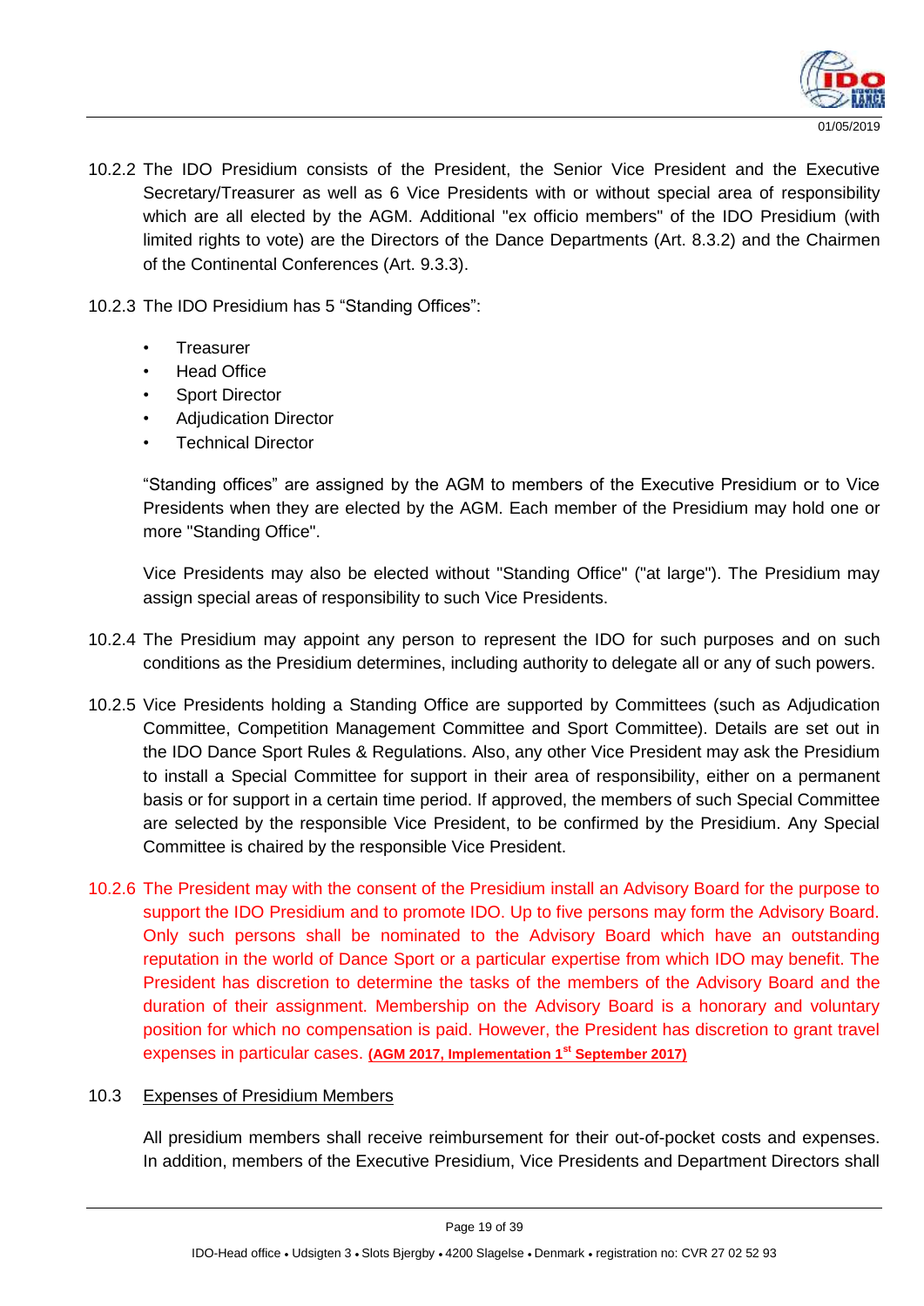10.2.2 The IDO Presidium consists of the President, the Senior Vice President and the Executive Secretary/Treasurer as well as 6 Vice Presidents with or without special area of responsibility which are all elected by the AGM. Additional "ex officio members" of the IDO Presidium (with limited rights to vote) are the Directors of the Dance Departments (Art. 8.3.2) and the Chairmen of the Continental Conferences (Art. 9.3.3).

10.2.3 The IDO Presidium has 5 “Standing Offices”:

- Treasurer
- Head Office
- Sport Director
- Adjudication Director
- Technical Director

“Standing offices” are assigned by the AGM to members of the Executive Presidium or to Vice Presidents when they are elected by the AGM. Each member of the Presidium may hold one or more "Standing Office".

Vice Presidents may also be elected without "Standing Office" ("at large"). The Presidium may assign special areas of responsibility to such Vice Presidents.

10.2.4 The Presidium may appoint any person to represent the IDO for such purposes and on such conditions as the Presidium determines, including authority to delegate all or any of such powers.

10.2.5 Vice Presidents holding a Standing Office are supported by Committees (such as Adjudication Committee, Competition Management Committee and Sport Committee). Details are set out in the IDO Dance Sport Rules & Regulations. Also, any other Vice President may ask the Presidium to install a Special Committee for support in their area of responsibility, either on a permanent basis or for support in a certain time period. If approved, the members of such Special Committee are selected by the responsible Vice President, to be confirmed by the Presidium. Any Special Committee is chaired by the responsible Vice President.

10.2.6 The President may with the consent of the Presidium install an Advisory Board for the purpose to support the IDO Presidium and to promote IDO. Up to five persons may form the Advisory Board. Only such persons shall be nominated to the Advisory Board which have an outstanding reputation in the world of Dance Sport or a particular expertise from which IDO may benefit. The President has discretion to determine the tasks of the members of the Advisory Board and the duration of their assignment. Membership on the Advisory Board is a honorary and voluntary position for which no compensation is paid. However, the President has discretion to grant travel expenses in particular cases. **(AGM 2017, Implementation 1st September 2017)**

10.3 Expenses of Presidium Members

All presidium members shall receive reimbursement for their out-of-pocket costs and expenses. In addition, members of the Executive Presidium, Vice Presidents and Department Directors shall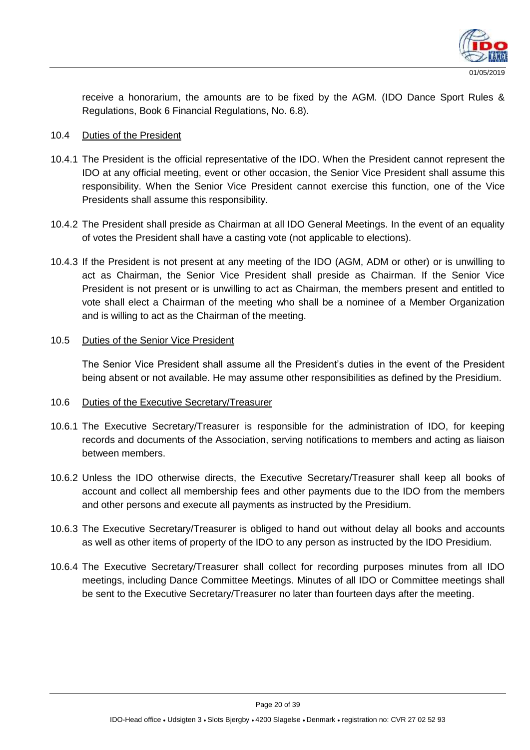receive a honorarium, the amounts are to be fixed by the AGM. (IDO Dance Sport Rules & Regulations, Book 6 Financial Regulations, No. 6.8).

10.4 Duties of the President

10.4.1 The President is the official representative of the IDO. When the President cannot represent the IDO at any official meeting, event or other occasion, the Senior Vice President shall assume this responsibility. When the Senior Vice President cannot exercise this function, one of the Vice Presidents shall assume this responsibility.

10.4.2 The President shall preside as Chairman at all IDO General Meetings. In the event of an equality of votes the President shall have a casting vote (not applicable to elections).

10.4.3 If the President is not present at any meeting of the IDO (AGM, ADM or other) or is unwilling to act as Chairman, the Senior Vice President shall preside as Chairman. If the Senior Vice President is not present or is unwilling to act as Chairman, the members present and entitled to vote shall elect a Chairman of the meeting who shall be a nominee of a Member Organization and is willing to act as the Chairman of the meeting.

10.5 Duties of the Senior Vice President

The Senior Vice President shall assume all the President's duties in the event of the President being absent or not available. He may assume other responsibilities as defined by the Presidium.

10.6 Duties of the Executive Secretary/Treasurer

10.6.1 The Executive Secretary/Treasurer is responsible for the administration of IDO, for keeping records and documents of the Association, serving notifications to members and acting as liaison between members.

10.6.2 Unless the IDO otherwise directs, the Executive Secretary/Treasurer shall keep all books of account and collect all membership fees and other payments due to the IDO from the members and other persons and execute all payments as instructed by the Presidium.

10.6.3 The Executive Secretary/Treasurer is obliged to hand out without delay all books and accounts as well as other items of property of the IDO to any person as instructed by the IDO Presidium.

10.6.4 The Executive Secretary/Treasurer shall collect for recording purposes minutes from all IDO meetings, including Dance Committee Meetings. Minutes of all IDO or Committee meetings shall be sent to the Executive Secretary/Treasurer no later than fourteen days after the meeting.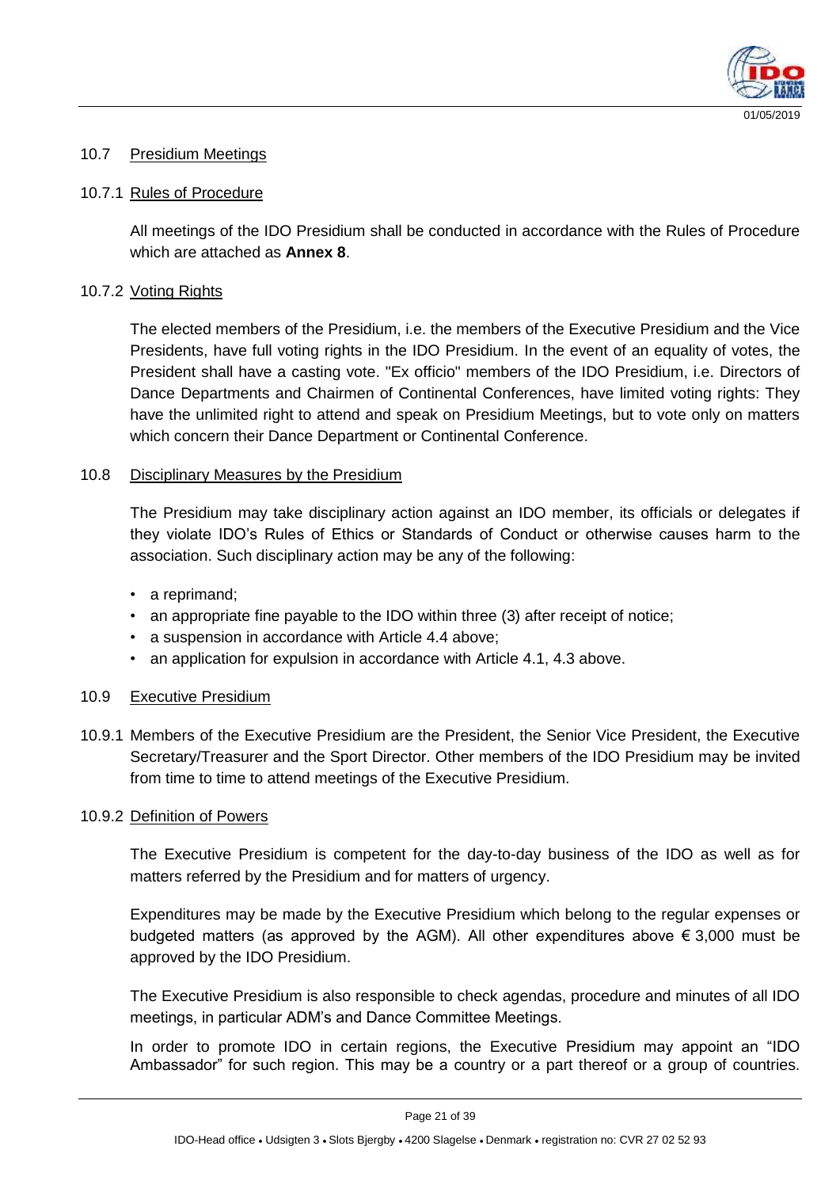### 10.7 Presidium Meetings

#### 10.7.1 Rules of Procedure

All meetings of the IDO Presidium shall be conducted in accordance with the Rules of Procedure which are attached as **Annex 8**.

#### 10.7.2 Voting Rights

The elected members of the Presidium, i.e. the members of the Executive Presidium and the Vice Presidents, have full voting rights in the IDO Presidium. In the event of an equality of votes, the President shall have a casting vote. "Ex officio" members of the IDO Presidium, i.e. Directors of Dance Departments and Chairmen of Continental Conferences, have limited voting rights: They have the unlimited right to attend and speak on Presidium Meetings, but to vote only on matters which concern their Dance Department or Continental Conference.

### 10.8 Disciplinary Measures by the Presidium

The Presidium may take disciplinary action against an IDO member, its officials or delegates if they violate IDO's Rules of Ethics or Standards of Conduct or otherwise causes harm to the association. Such disciplinary action may be any of the following:

- a reprimand;
- an appropriate fine payable to the IDO within three (3) after receipt of notice;
- a suspension in accordance with Article 4.4 above;
- an application for expulsion in accordance with Article 4.1, 4.3 above.

### 10.9 Executive Presidium

10.9.1 Members of the Executive Presidium are the President, the Senior Vice President, the Executive Secretary/Treasurer and the Sport Director. Other members of the IDO Presidium may be invited from time to time to attend meetings of the Executive Presidium.

#### 10.9.2 Definition of Powers

The Executive Presidium is competent for the day-to-day business of the IDO as well as for matters referred by the Presidium and for matters of urgency.

Expenditures may be made by the Executive Presidium which belong to the regular expenses or budgeted matters (as approved by the AGM). All other expenditures above € 3,000 must be approved by the IDO Presidium.

The Executive Presidium is also responsible to check agendas, procedure and minutes of all IDO meetings, in particular ADM's and Dance Committee Meetings.

In order to promote IDO in certain regions, the Executive Presidium may appoint an "IDO Ambassador" for such region. This may be a country or a part thereof or a group of countries.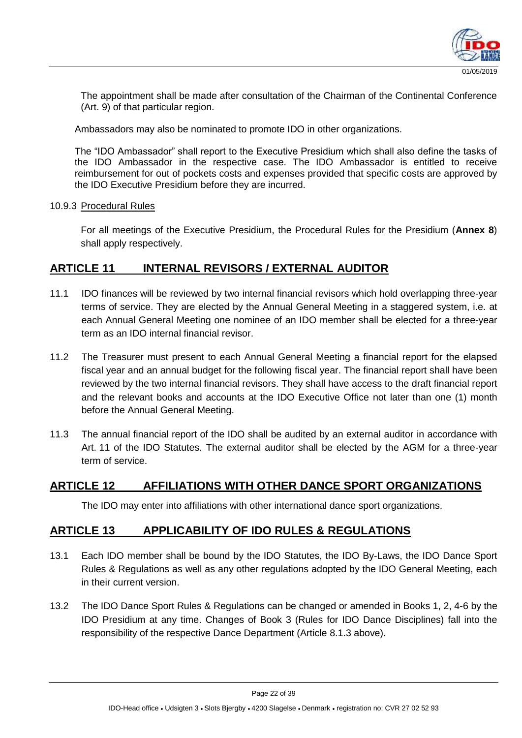The appointment shall be made after consultation of the Chairman of the Continental Conference (Art. 9) of that particular region.

Ambassadors may also be nominated to promote IDO in other organizations.

The "IDO Ambassador" shall report to the Executive Presidium which shall also define the tasks of the IDO Ambassador in the respective case. The IDO Ambassador is entitled to receive reimbursement for out of pockets costs and expenses provided that specific costs are approved by the IDO Executive Presidium before they are incurred.

10.9.3 Procedural Rules

For all meetings of the Executive Presidium, the Procedural Rules for the Presidium (**Annex 8**) shall apply respectively.

## ARTICLE 11 INTERNAL REVISORS / EXTERNAL AUDITOR

11.1 IDO finances will be reviewed by two internal financial revisors which hold overlapping three-year terms of service. They are elected by the Annual General Meeting in a staggered system, i.e. at each Annual General Meeting one nominee of an IDO member shall be elected for a three-year term as an IDO internal financial revisor.

11.2 The Treasurer must present to each Annual General Meeting a financial report for the elapsed fiscal year and an annual budget for the following fiscal year. The financial report shall have been reviewed by the two internal financial revisors. They shall have access to the draft financial report and the relevant books and accounts at the IDO Executive Office not later than one (1) month before the Annual General Meeting.

11.3 The annual financial report of the IDO shall be audited by an external auditor in accordance with Art. 11 of the IDO Statutes. The external auditor shall be elected by the AGM for a three-year term of service.

## ARTICLE 12 AFFILIATIONS WITH OTHER DANCE SPORT ORGANIZATIONS

The IDO may enter into affiliations with other international dance sport organizations.

## ARTICLE 13 APPLICABILITY OF IDO RULES & REGULATIONS

13.1 Each IDO member shall be bound by the IDO Statutes, the IDO By-Laws, the IDO Dance Sport Rules & Regulations as well as any other regulations adopted by the IDO General Meeting, each in their current version.

13.2 The IDO Dance Sport Rules & Regulations can be changed or amended in Books 1, 2, 4-6 by the IDO Presidium at any time. Changes of Book 3 (Rules for IDO Dance Disciplines) fall into the responsibility of the respective Dance Department (Article 8.1.3 above).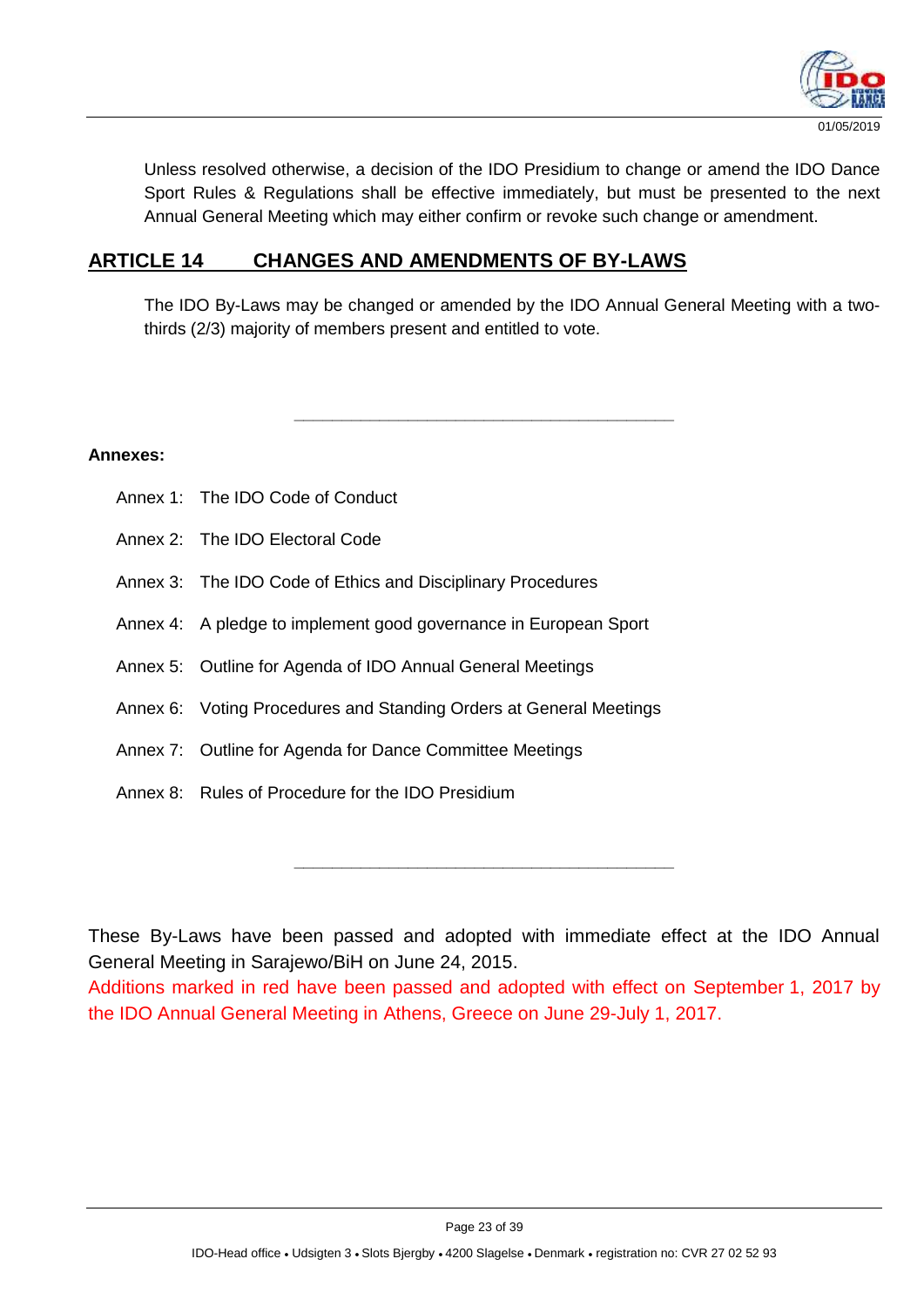Unless resolved otherwise, a decision of the IDO Presidium to change or amend the IDO Dance Sport Rules & Regulations shall be effective immediately, but must be presented to the next Annual General Meeting which may either confirm or revoke such change or amendment.

## ARTICLE 14 CHANGES AND AMENDMENTS OF BY-LAWS

The IDO By-Laws may be changed or amended by the IDO Annual General Meeting with a two-thirds (2/3) majority of members present and entitled to vote.

---

**Annexes:**

Annex 1: The IDO Code of Conduct

Annex 2: The IDO Electoral Code

Annex 3: The IDO Code of Ethics and Disciplinary Procedures

Annex 4: A pledge to implement good governance in European Sport

Annex 5: Outline for Agenda of IDO Annual General Meetings

Annex 6: Voting Procedures and Standing Orders at General Meetings

Annex 7: Outline for Agenda for Dance Committee Meetings

Annex 8: Rules of Procedure for the IDO Presidium

---

These By-Laws have been passed and adopted with immediate effect at the IDO Annual General Meeting in Sarajewo/BiH on June 24, 2015.

Additions marked in red have been passed and adopted with effect on September 1, 2017 by the IDO Annual General Meeting in Athens, Greece on June 29-July 1, 2017.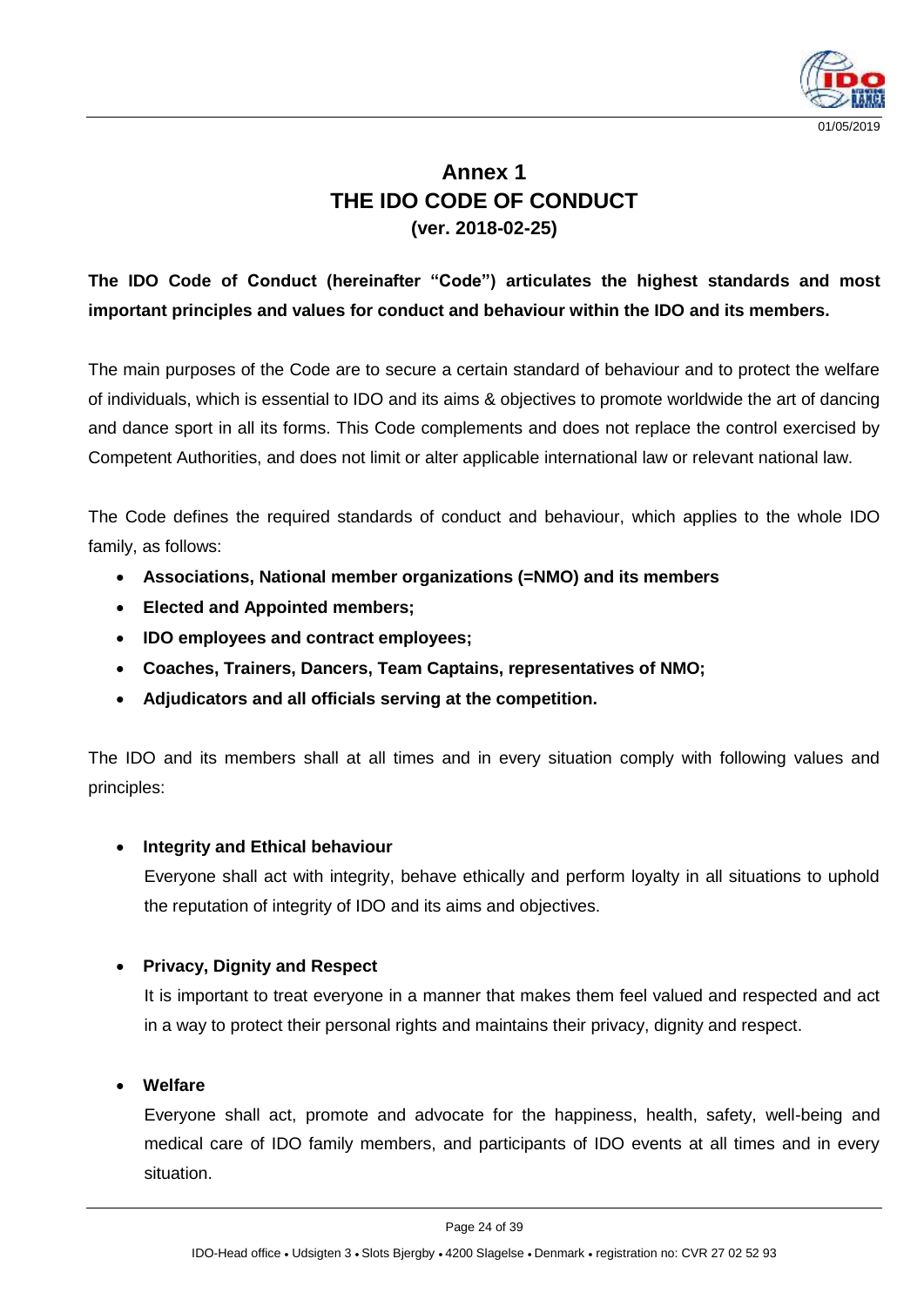# Annex 1
# THE IDO CODE OF CONDUCT
**(ver. 2018-02-25)**

**The IDO Code of Conduct (hereinafter "Code") articulates the highest standards and most important principles and values for conduct and behaviour within the IDO and its members.**

The main purposes of the Code are to secure a certain standard of behaviour and to protect the welfare of individuals, which is essential to IDO and its aims & objectives to promote worldwide the art of dancing and dance sport in all its forms. This Code complements and does not replace the control exercised by Competent Authorities, and does not limit or alter applicable international law or relevant national law.

The Code defines the required standards of conduct and behaviour, which applies to the whole IDO family, as follows:

- **Associations, National member organizations (=NMO) and its members**
- **Elected and Appointed members;**
- **IDO employees and contract employees;**
- **Coaches, Trainers, Dancers, Team Captains, representatives of NMO;**
- **Adjudicators and all officials serving at the competition.**

The IDO and its members shall at all times and in every situation comply with following values and principles:

- **Integrity and Ethical behaviour**

  Everyone shall act with integrity, behave ethically and perform loyalty in all situations to uphold the reputation of integrity of IDO and its aims and objectives.

- **Privacy, Dignity and Respect**

  It is important to treat everyone in a manner that makes them feel valued and respected and act in a way to protect their personal rights and maintains their privacy, dignity and respect.

- **Welfare**

  Everyone shall act, promote and advocate for the happiness, health, safety, well-being and medical care of IDO family members, and participants of IDO events at all times and in every situation.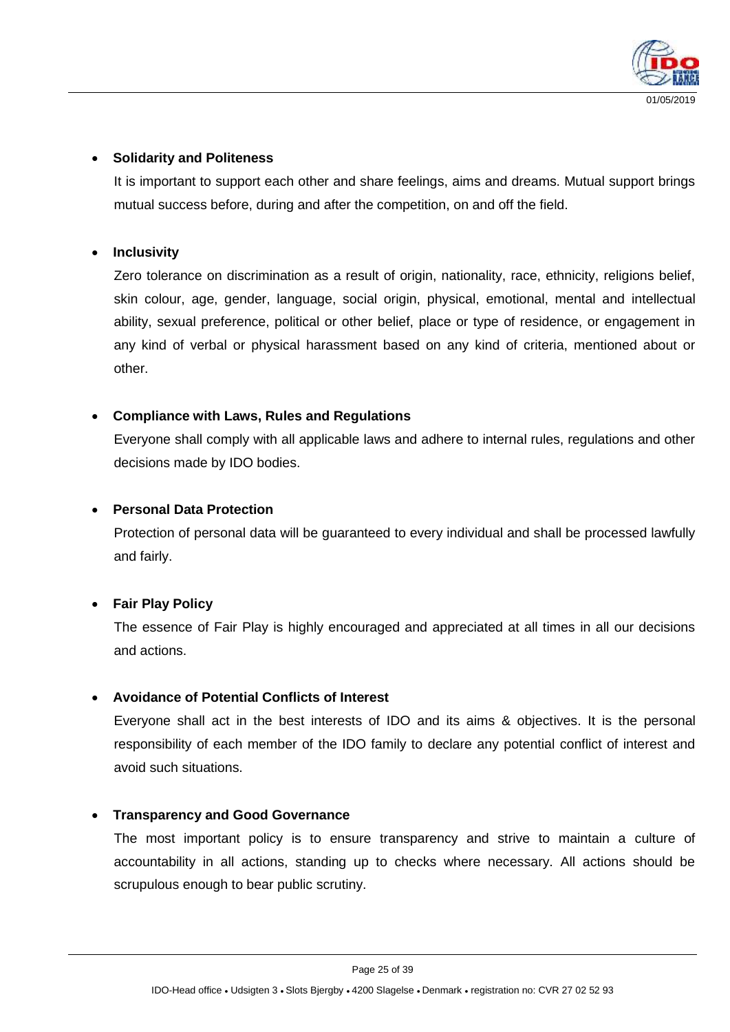- **Solidarity and Politeness**

  It is important to support each other and share feelings, aims and dreams. Mutual support brings mutual success before, during and after the competition, on and off the field.

- **Inclusivity**

  Zero tolerance on discrimination as a result of origin, nationality, race, ethnicity, religions belief, skin colour, age, gender, language, social origin, physical, emotional, mental and intellectual ability, sexual preference, political or other belief, place or type of residence, or engagement in any kind of verbal or physical harassment based on any kind of criteria, mentioned about or other.

- **Compliance with Laws, Rules and Regulations**

  Everyone shall comply with all applicable laws and adhere to internal rules, regulations and other decisions made by IDO bodies.

- **Personal Data Protection**

  Protection of personal data will be guaranteed to every individual and shall be processed lawfully and fairly.

- **Fair Play Policy**

  The essence of Fair Play is highly encouraged and appreciated at all times in all our decisions and actions.

- **Avoidance of Potential Conflicts of Interest**

  Everyone shall act in the best interests of IDO and its aims & objectives. It is the personal responsibility of each member of the IDO family to declare any potential conflict of interest and avoid such situations.

- **Transparency and Good Governance**

  The most important policy is to ensure transparency and strive to maintain a culture of accountability in all actions, standing up to checks where necessary. All actions should be scrupulous enough to bear public scrutiny.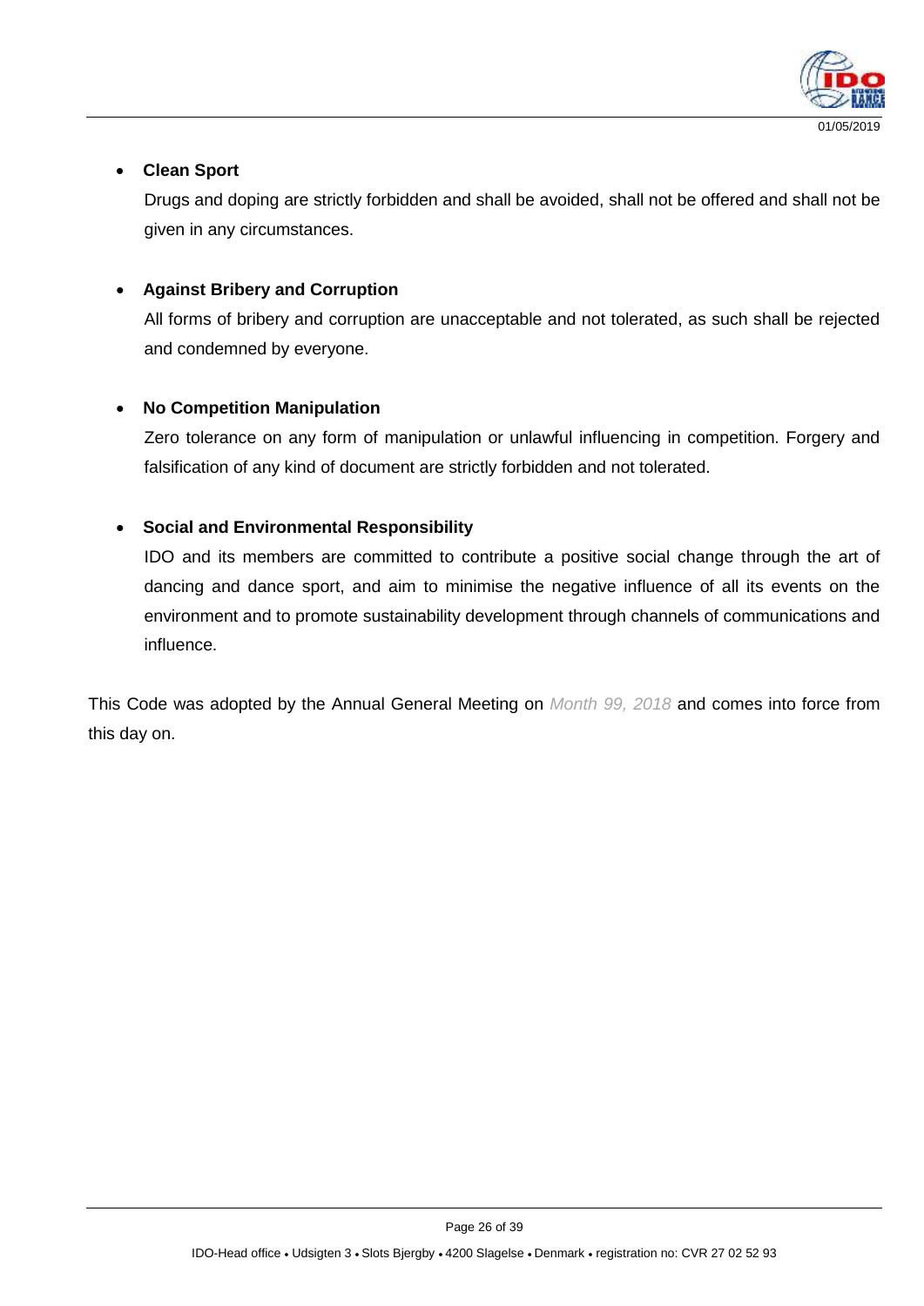- **Clean Sport**

  Drugs and doping are strictly forbidden and shall be avoided, shall not be offered and shall not be given in any circumstances.

- **Against Bribery and Corruption**

  All forms of bribery and corruption are unacceptable and not tolerated, as such shall be rejected and condemned by everyone.

- **No Competition Manipulation**

  Zero tolerance on any form of manipulation or unlawful influencing in competition. Forgery and falsification of any kind of document are strictly forbidden and not tolerated.

- **Social and Environmental Responsibility**

  IDO and its members are committed to contribute a positive social change through the art of dancing and dance sport, and aim to minimise the negative influence of all its events on the environment and to promote sustainability development through channels of communications and influence.

This Code was adopted by the Annual General Meeting on *Month 99, 2018* and comes into force from this day on.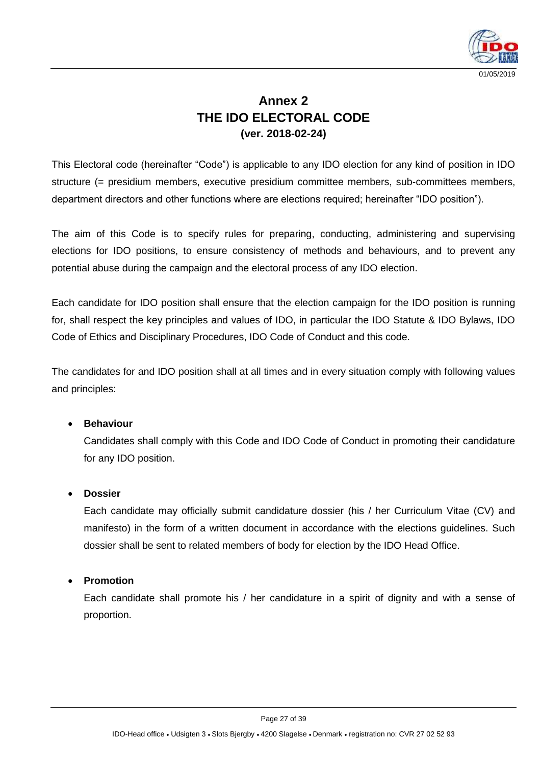# Annex 2
# THE IDO ELECTORAL CODE
### (ver. 2018-02-24)

This Electoral code (hereinafter "Code") is applicable to any IDO election for any kind of position in IDO structure (= presidium members, executive presidium committee members, sub-committees members, department directors and other functions where are elections required; hereinafter "IDO position").

The aim of this Code is to specify rules for preparing, conducting, administering and supervising elections for IDO positions, to ensure consistency of methods and behaviours, and to prevent any potential abuse during the campaign and the electoral process of any IDO election.

Each candidate for IDO position shall ensure that the election campaign for the IDO position is running for, shall respect the key principles and values of IDO, in particular the IDO Statute & IDO Bylaws, IDO Code of Ethics and Disciplinary Procedures, IDO Code of Conduct and this code.

The candidates for and IDO position shall at all times and in every situation comply with following values and principles:

- **Behaviour**
  Candidates shall comply with this Code and IDO Code of Conduct in promoting their candidature for any IDO position.

- **Dossier**
  Each candidate may officially submit candidature dossier (his / her Curriculum Vitae (CV) and manifesto) in the form of a written document in accordance with the elections guidelines. Such dossier shall be sent to related members of body for election by the IDO Head Office.

- **Promotion**
  Each candidate shall promote his / her candidature in a spirit of dignity and with a sense of proportion.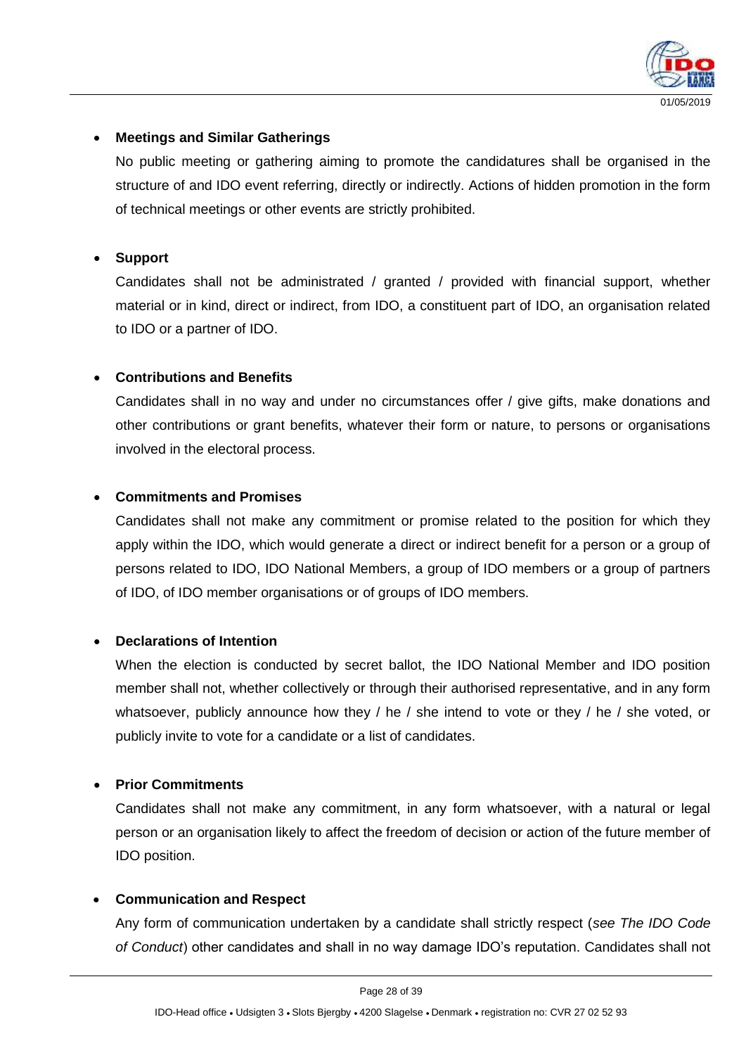- **Meetings and Similar Gatherings**

  No public meeting or gathering aiming to promote the candidatures shall be organised in the structure of and IDO event referring, directly or indirectly. Actions of hidden promotion in the form of technical meetings or other events are strictly prohibited.

- **Support**

  Candidates shall not be administrated / granted / provided with financial support, whether material or in kind, direct or indirect, from IDO, a constituent part of IDO, an organisation related to IDO or a partner of IDO.

- **Contributions and Benefits**

  Candidates shall in no way and under no circumstances offer / give gifts, make donations and other contributions or grant benefits, whatever their form or nature, to persons or organisations involved in the electoral process.

- **Commitments and Promises**

  Candidates shall not make any commitment or promise related to the position for which they apply within the IDO, which would generate a direct or indirect benefit for a person or a group of persons related to IDO, IDO National Members, a group of IDO members or a group of partners of IDO, of IDO member organisations or of groups of IDO members.

- **Declarations of Intention**

  When the election is conducted by secret ballot, the IDO National Member and IDO position member shall not, whether collectively or through their authorised representative, and in any form whatsoever, publicly announce how they / he / she intend to vote or they / he / she voted, or publicly invite to vote for a candidate or a list of candidates.

- **Prior Commitments**

  Candidates shall not make any commitment, in any form whatsoever, with a natural or legal person or an organisation likely to affect the freedom of decision or action of the future member of IDO position.

- **Communication and Respect**

  Any form of communication undertaken by a candidate shall strictly respect (*see The IDO Code of Conduct*) other candidates and shall in no way damage IDO's reputation. Candidates shall not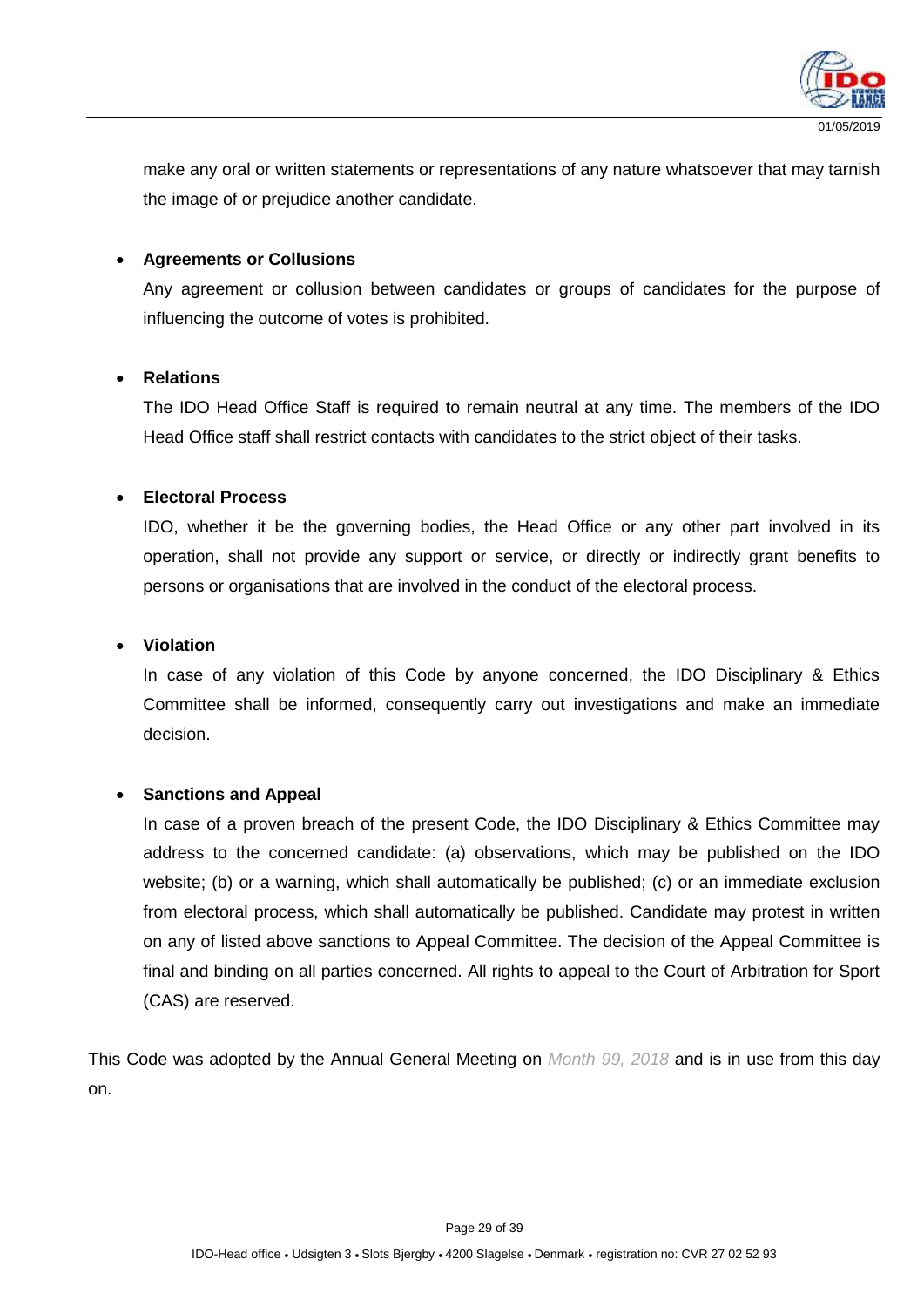make any oral or written statements or representations of any nature whatsoever that may tarnish the image of or prejudice another candidate.

- **Agreements or Collusions**

  Any agreement or collusion between candidates or groups of candidates for the purpose of influencing the outcome of votes is prohibited.

- **Relations**

  The IDO Head Office Staff is required to remain neutral at any time. The members of the IDO Head Office staff shall restrict contacts with candidates to the strict object of their tasks.

- **Electoral Process**

  IDO, whether it be the governing bodies, the Head Office or any other part involved in its operation, shall not provide any support or service, or directly or indirectly grant benefits to persons or organisations that are involved in the conduct of the electoral process.

- **Violation**

  In case of any violation of this Code by anyone concerned, the IDO Disciplinary & Ethics Committee shall be informed, consequently carry out investigations and make an immediate decision.

- **Sanctions and Appeal**

  In case of a proven breach of the present Code, the IDO Disciplinary & Ethics Committee may address to the concerned candidate: (a) observations, which may be published on the IDO website; (b) or a warning, which shall automatically be published; (c) or an immediate exclusion from electoral process, which shall automatically be published. Candidate may protest in written on any of listed above sanctions to Appeal Committee. The decision of the Appeal Committee is final and binding on all parties concerned. All rights to appeal to the Court of Arbitration for Sport (CAS) are reserved.

This Code was adopted by the Annual General Meeting on *Month 99, 2018* and is in use from this day on.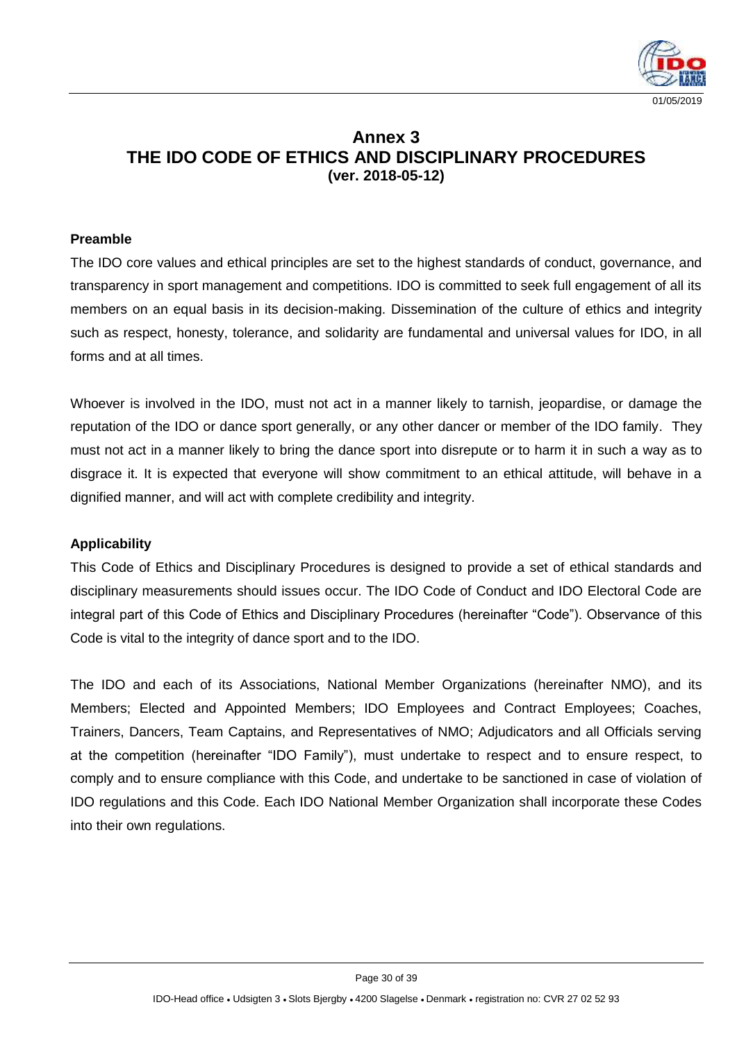# Annex 3
# THE IDO CODE OF ETHICS AND DISCIPLINARY PROCEDURES
**(ver. 2018-05-12)**

### Preamble

The IDO core values and ethical principles are set to the highest standards of conduct, governance, and transparency in sport management and competitions. IDO is committed to seek full engagement of all its members on an equal basis in its decision-making. Dissemination of the culture of ethics and integrity such as respect, honesty, tolerance, and solidarity are fundamental and universal values for IDO, in all forms and at all times.

Whoever is involved in the IDO, must not act in a manner likely to tarnish, jeopardise, or damage the reputation of the IDO or dance sport generally, or any other dancer or member of the IDO family. They must not act in a manner likely to bring the dance sport into disrepute or to harm it in such a way as to disgrace it. It is expected that everyone will show commitment to an ethical attitude, will behave in a dignified manner, and will act with complete credibility and integrity.

### Applicability

This Code of Ethics and Disciplinary Procedures is designed to provide a set of ethical standards and disciplinary measurements should issues occur. The IDO Code of Conduct and IDO Electoral Code are integral part of this Code of Ethics and Disciplinary Procedures (hereinafter "Code"). Observance of this Code is vital to the integrity of dance sport and to the IDO.

The IDO and each of its Associations, National Member Organizations (hereinafter NMO), and its Members; Elected and Appointed Members; IDO Employees and Contract Employees; Coaches, Trainers, Dancers, Team Captains, and Representatives of NMO; Adjudicators and all Officials serving at the competition (hereinafter "IDO Family"), must undertake to respect and to ensure respect, to comply and to ensure compliance with this Code, and undertake to be sanctioned in case of violation of IDO regulations and this Code. Each IDO National Member Organization shall incorporate these Codes into their own regulations.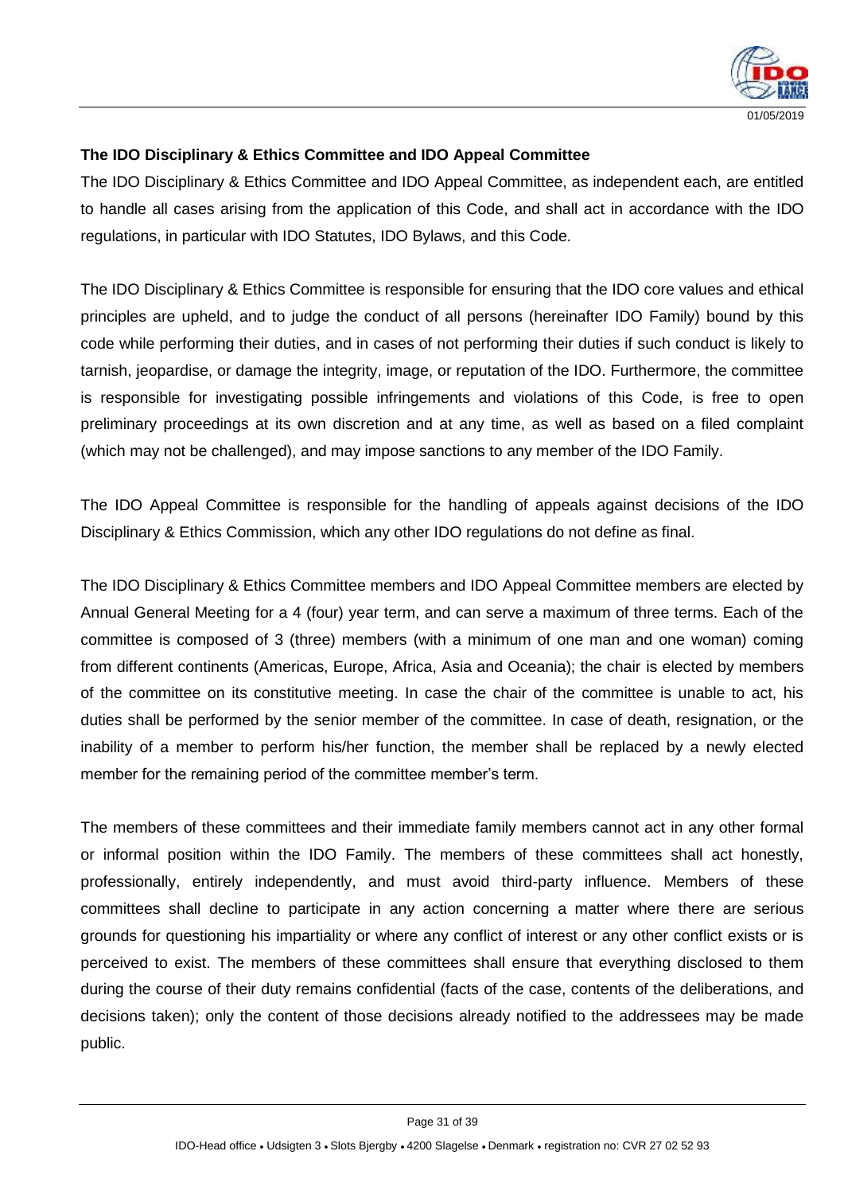**The IDO Disciplinary & Ethics Committee and IDO Appeal Committee**

The IDO Disciplinary & Ethics Committee and IDO Appeal Committee, as independent each, are entitled to handle all cases arising from the application of this Code, and shall act in accordance with the IDO regulations, in particular with IDO Statutes, IDO Bylaws, and this Code.

The IDO Disciplinary & Ethics Committee is responsible for ensuring that the IDO core values and ethical principles are upheld, and to judge the conduct of all persons (hereinafter IDO Family) bound by this code while performing their duties, and in cases of not performing their duties if such conduct is likely to tarnish, jeopardise, or damage the integrity, image, or reputation of the IDO. Furthermore, the committee is responsible for investigating possible infringements and violations of this Code, is free to open preliminary proceedings at its own discretion and at any time, as well as based on a filed complaint (which may not be challenged), and may impose sanctions to any member of the IDO Family.

The IDO Appeal Committee is responsible for the handling of appeals against decisions of the IDO Disciplinary & Ethics Commission, which any other IDO regulations do not define as final.

The IDO Disciplinary & Ethics Committee members and IDO Appeal Committee members are elected by Annual General Meeting for a 4 (four) year term, and can serve a maximum of three terms. Each of the committee is composed of 3 (three) members (with a minimum of one man and one woman) coming from different continents (Americas, Europe, Africa, Asia and Oceania); the chair is elected by members of the committee on its constitutive meeting. In case the chair of the committee is unable to act, his duties shall be performed by the senior member of the committee. In case of death, resignation, or the inability of a member to perform his/her function, the member shall be replaced by a newly elected member for the remaining period of the committee member's term.

The members of these committees and their immediate family members cannot act in any other formal or informal position within the IDO Family. The members of these committees shall act honestly, professionally, entirely independently, and must avoid third-party influence. Members of these committees shall decline to participate in any action concerning a matter where there are serious grounds for questioning his impartiality or where any conflict of interest or any other conflict exists or is perceived to exist. The members of these committees shall ensure that everything disclosed to them during the course of their duty remains confidential (facts of the case, contents of the deliberations, and decisions taken); only the content of those decisions already notified to the addressees may be made public.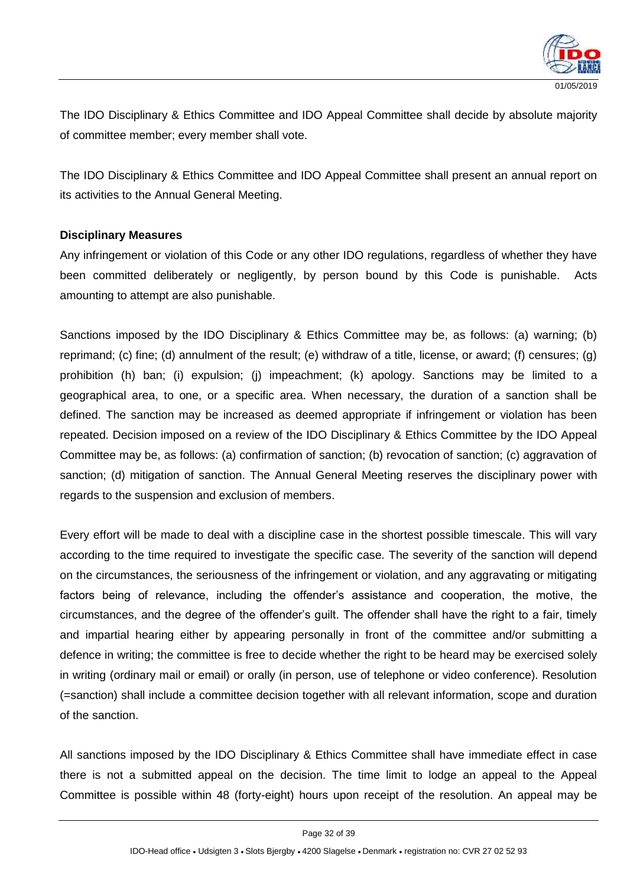The IDO Disciplinary & Ethics Committee and IDO Appeal Committee shall decide by absolute majority of committee member; every member shall vote.

The IDO Disciplinary & Ethics Committee and IDO Appeal Committee shall present an annual report on its activities to the Annual General Meeting.

**Disciplinary Measures**

Any infringement or violation of this Code or any other IDO regulations, regardless of whether they have been committed deliberately or negligently, by person bound by this Code is punishable. Acts amounting to attempt are also punishable.

Sanctions imposed by the IDO Disciplinary & Ethics Committee may be, as follows: (a) warning; (b) reprimand; (c) fine; (d) annulment of the result; (e) withdraw of a title, license, or award; (f) censures; (g) prohibition (h) ban; (i) expulsion; (j) impeachment; (k) apology. Sanctions may be limited to a geographical area, to one, or a specific area. When necessary, the duration of a sanction shall be defined. The sanction may be increased as deemed appropriate if infringement or violation has been repeated. Decision imposed on a review of the IDO Disciplinary & Ethics Committee by the IDO Appeal Committee may be, as follows: (a) confirmation of sanction; (b) revocation of sanction; (c) aggravation of sanction; (d) mitigation of sanction. The Annual General Meeting reserves the disciplinary power with regards to the suspension and exclusion of members.

Every effort will be made to deal with a discipline case in the shortest possible timescale. This will vary according to the time required to investigate the specific case. The severity of the sanction will depend on the circumstances, the seriousness of the infringement or violation, and any aggravating or mitigating factors being of relevance, including the offender's assistance and cooperation, the motive, the circumstances, and the degree of the offender's guilt. The offender shall have the right to a fair, timely and impartial hearing either by appearing personally in front of the committee and/or submitting a defence in writing; the committee is free to decide whether the right to be heard may be exercised solely in writing (ordinary mail or email) or orally (in person, use of telephone or video conference). Resolution (=sanction) shall include a committee decision together with all relevant information, scope and duration of the sanction.

All sanctions imposed by the IDO Disciplinary & Ethics Committee shall have immediate effect in case there is not a submitted appeal on the decision. The time limit to lodge an appeal to the Appeal Committee is possible within 48 (forty-eight) hours upon receipt of the resolution. An appeal may be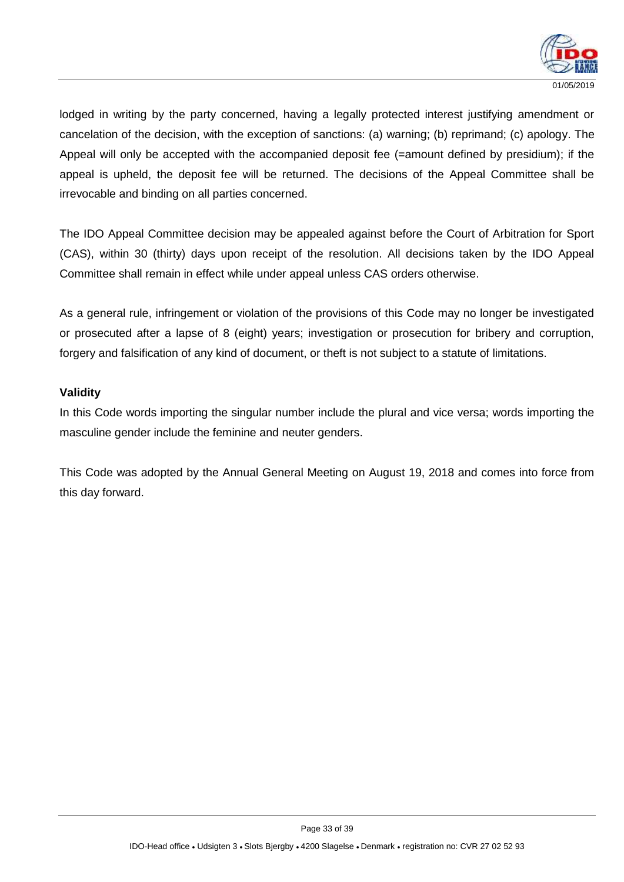lodged in writing by the party concerned, having a legally protected interest justifying amendment or cancelation of the decision, with the exception of sanctions: (a) warning; (b) reprimand; (c) apology. The Appeal will only be accepted with the accompanied deposit fee (=amount defined by presidium); if the appeal is upheld, the deposit fee will be returned. The decisions of the Appeal Committee shall be irrevocable and binding on all parties concerned.

The IDO Appeal Committee decision may be appealed against before the Court of Arbitration for Sport (CAS), within 30 (thirty) days upon receipt of the resolution. All decisions taken by the IDO Appeal Committee shall remain in effect while under appeal unless CAS orders otherwise.

As a general rule, infringement or violation of the provisions of this Code may no longer be investigated or prosecuted after a lapse of 8 (eight) years; investigation or prosecution for bribery and corruption, forgery and falsification of any kind of document, or theft is not subject to a statute of limitations.

**Validity**

In this Code words importing the singular number include the plural and vice versa; words importing the masculine gender include the feminine and neuter genders.

This Code was adopted by the Annual General Meeting on August 19, 2018 and comes into force from this day forward.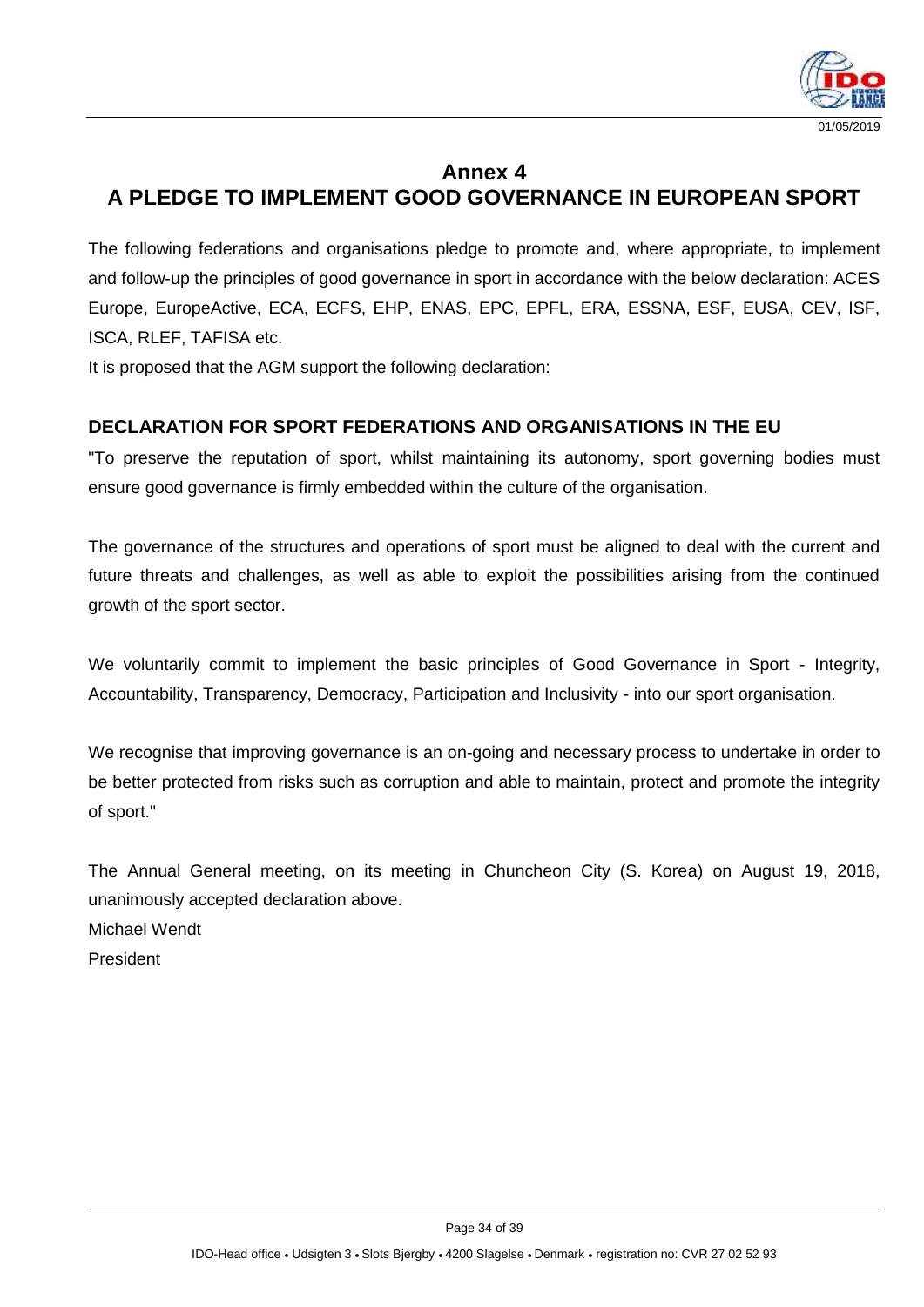# Annex 4

# A PLEDGE TO IMPLEMENT GOOD GOVERNANCE IN EUROPEAN SPORT

The following federations and organisations pledge to promote and, where appropriate, to implement and follow-up the principles of good governance in sport in accordance with the below declaration: ACES Europe, EuropeActive, ECA, ECFS, EHP, ENAS, EPC, EPFL, ERA, ESSNA, ESF, EUSA, CEV, ISF, ISCA, RLEF, TAFISA etc.

It is proposed that the AGM support the following declaration:

## DECLARATION FOR SPORT FEDERATIONS AND ORGANISATIONS IN THE EU

"To preserve the reputation of sport, whilst maintaining its autonomy, sport governing bodies must ensure good governance is firmly embedded within the culture of the organisation.

The governance of the structures and operations of sport must be aligned to deal with the current and future threats and challenges, as well as able to exploit the possibilities arising from the continued growth of the sport sector.

We voluntarily commit to implement the basic principles of Good Governance in Sport - Integrity, Accountability, Transparency, Democracy, Participation and Inclusivity - into our sport organisation.

We recognise that improving governance is an on-going and necessary process to undertake in order to be better protected from risks such as corruption and able to maintain, protect and promote the integrity of sport."

The Annual General meeting, on its meeting in Chuncheon City (S. Korea) on August 19, 2018, unanimously accepted declaration above.

Michael Wendt

President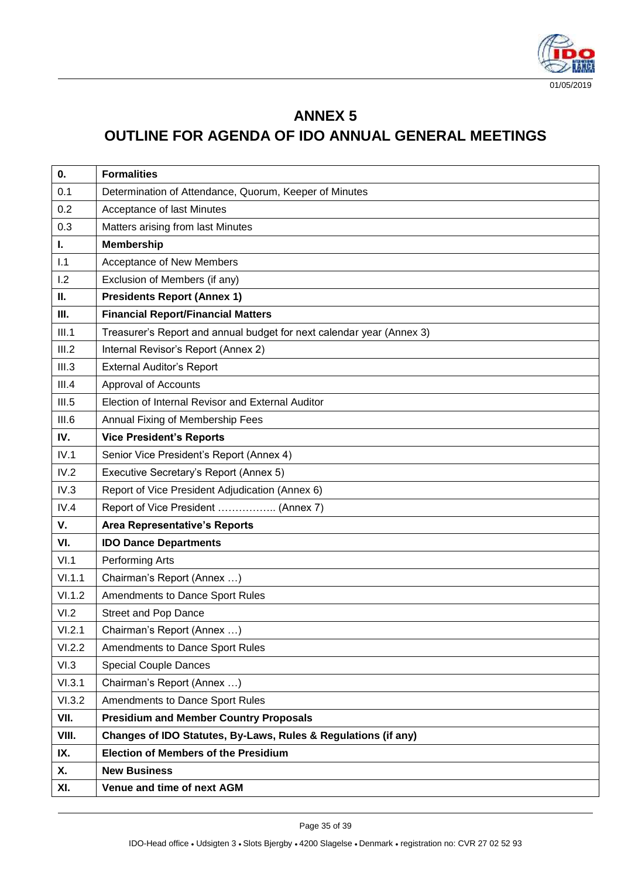# ANNEX 5

# OUTLINE FOR AGENDA OF IDO ANNUAL GENERAL MEETINGS

| | |
|---|---|
| **0.** | **Formalities** |
| 0.1 | Determination of Attendance, Quorum, Keeper of Minutes |
| 0.2 | Acceptance of last Minutes |
| 0.3 | Matters arising from last Minutes |
| **I.** | **Membership** |
| I.1 | Acceptance of New Members |
| I.2 | Exclusion of Members (if any) |
| **II.** | **Presidents Report (Annex 1)** |
| **III.** | **Financial Report/Financial Matters** |
| III.1 | Treasurer's Report and annual budget for next calendar year (Annex 3) |
| III.2 | Internal Revisor's Report (Annex 2) |
| III.3 | External Auditor's Report |
| III.4 | Approval of Accounts |
| III.5 | Election of Internal Revisor and External Auditor |
| III.6 | Annual Fixing of Membership Fees |
| **IV.** | **Vice President's Reports** |
| IV.1 | Senior Vice President's Report (Annex 4) |
| IV.2 | Executive Secretary's Report (Annex 5) |
| IV.3 | Report of Vice President Adjudication (Annex 6) |
| IV.4 | Report of Vice President …………….. (Annex 7) |
| **V.** | **Area Representative's Reports** |
| **VI.** | **IDO Dance Departments** |
| VI.1 | Performing Arts |
| VI.1.1 | Chairman's Report (Annex …) |
| VI.1.2 | Amendments to Dance Sport Rules |
| VI.2 | Street and Pop Dance |
| VI.2.1 | Chairman's Report (Annex …) |
| VI.2.2 | Amendments to Dance Sport Rules |
| VI.3 | Special Couple Dances |
| VI.3.1 | Chairman's Report (Annex …) |
| VI.3.2 | Amendments to Dance Sport Rules |
| **VII.** | **Presidium and Member Country Proposals** |
| **VIII.** | **Changes of IDO Statutes, By-Laws, Rules & Regulations (if any)** |
| **IX.** | **Election of Members of the Presidium** |
| **X.** | **New Business** |
| **XI.** | **Venue and time of next AGM** |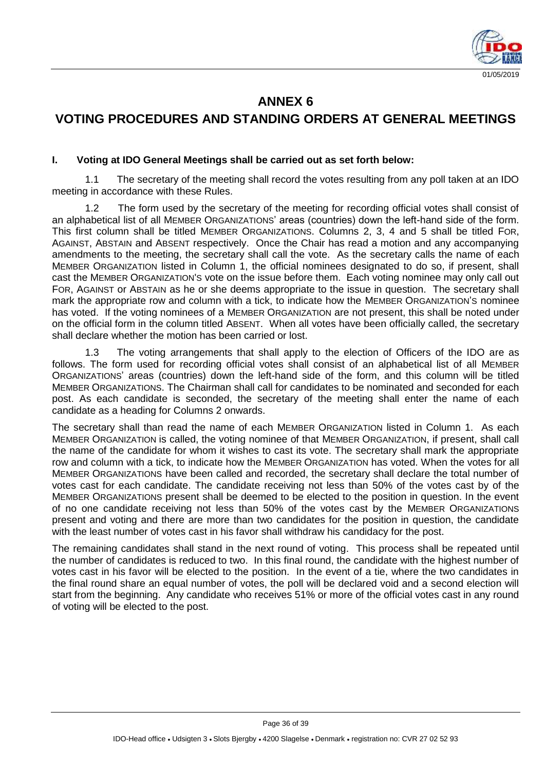# ANNEX 6

# VOTING PROCEDURES AND STANDING ORDERS AT GENERAL MEETINGS

**I. Voting at IDO General Meetings shall be carried out as set forth below:**

1.1 The secretary of the meeting shall record the votes resulting from any poll taken at an IDO meeting in accordance with these Rules.

1.2 The form used by the secretary of the meeting for recording official votes shall consist of an alphabetical list of all MEMBER ORGANIZATIONS' areas (countries) down the left-hand side of the form. This first column shall be titled MEMBER ORGANIZATIONS. Columns 2, 3, 4 and 5 shall be titled FOR, AGAINST, ABSTAIN and ABSENT respectively. Once the Chair has read a motion and any accompanying amendments to the meeting, the secretary shall call the vote. As the secretary calls the name of each MEMBER ORGANIZATION listed in Column 1, the official nominees designated to do so, if present, shall cast the MEMBER ORGANIZATION'S vote on the issue before them. Each voting nominee may only call out FOR, AGAINST or ABSTAIN as he or she deems appropriate to the issue in question. The secretary shall mark the appropriate row and column with a tick, to indicate how the MEMBER ORGANIZATION'S nominee has voted. If the voting nominees of a MEMBER ORGANIZATION are not present, this shall be noted under on the official form in the column titled ABSENT. When all votes have been officially called, the secretary shall declare whether the motion has been carried or lost.

1.3 The voting arrangements that shall apply to the election of Officers of the IDO are as follows. The form used for recording official votes shall consist of an alphabetical list of all MEMBER ORGANIZATIONS' areas (countries) down the left-hand side of the form, and this column will be titled MEMBER ORGANIZATIONS. The Chairman shall call for candidates to be nominated and seconded for each post. As each candidate is seconded, the secretary of the meeting shall enter the name of each candidate as a heading for Columns 2 onwards.

The secretary shall than read the name of each MEMBER ORGANIZATION listed in Column 1. As each MEMBER ORGANIZATION is called, the voting nominee of that MEMBER ORGANIZATION, if present, shall call the name of the candidate for whom it wishes to cast its vote. The secretary shall mark the appropriate row and column with a tick, to indicate how the MEMBER ORGANIZATION has voted. When the votes for all MEMBER ORGANIZATIONS have been called and recorded, the secretary shall declare the total number of votes cast for each candidate. The candidate receiving not less than 50% of the votes cast by of the MEMBER ORGANIZATIONS present shall be deemed to be elected to the position in question. In the event of no one candidate receiving not less than 50% of the votes cast by the MEMBER ORGANIZATIONS present and voting and there are more than two candidates for the position in question, the candidate with the least number of votes cast in his favor shall withdraw his candidacy for the post.

The remaining candidates shall stand in the next round of voting. This process shall be repeated until the number of candidates is reduced to two. In this final round, the candidate with the highest number of votes cast in his favor will be elected to the position. In the event of a tie, where the two candidates in the final round share an equal number of votes, the poll will be declared void and a second election will start from the beginning. Any candidate who receives 51% or more of the official votes cast in any round of voting will be elected to the post.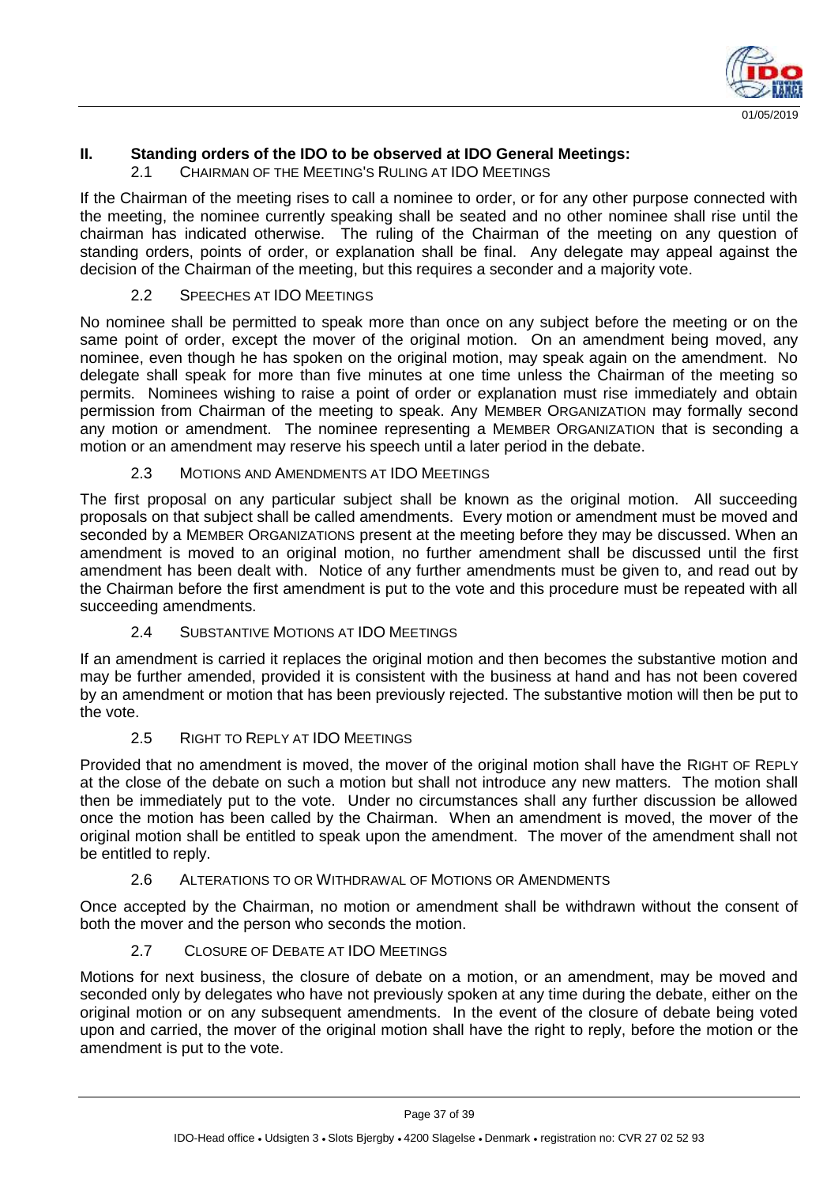## II. Standing orders of the IDO to be observed at IDO General Meetings:

### 2.1 Chairman of the Meeting's Ruling at IDO Meetings

If the Chairman of the meeting rises to call a nominee to order, or for any other purpose connected with the meeting, the nominee currently speaking shall be seated and no other nominee shall rise until the chairman has indicated otherwise. The ruling of the Chairman of the meeting on any question of standing orders, points of order, or explanation shall be final. Any delegate may appeal against the decision of the Chairman of the meeting, but this requires a seconder and a majority vote.

### 2.2 Speeches at IDO Meetings

No nominee shall be permitted to speak more than once on any subject before the meeting or on the same point of order, except the mover of the original motion. On an amendment being moved, any nominee, even though he has spoken on the original motion, may speak again on the amendment. No delegate shall speak for more than five minutes at one time unless the Chairman of the meeting so permits. Nominees wishing to raise a point of order or explanation must rise immediately and obtain permission from Chairman of the meeting to speak. Any Member Organization may formally second any motion or amendment. The nominee representing a Member Organization that is seconding a motion or an amendment may reserve his speech until a later period in the debate.

### 2.3 Motions and Amendments at IDO Meetings

The first proposal on any particular subject shall be known as the original motion. All succeeding proposals on that subject shall be called amendments. Every motion or amendment must be moved and seconded by a Member Organizations present at the meeting before they may be discussed. When an amendment is moved to an original motion, no further amendment shall be discussed until the first amendment has been dealt with. Notice of any further amendments must be given to, and read out by the Chairman before the first amendment is put to the vote and this procedure must be repeated with all succeeding amendments.

### 2.4 Substantive Motions at IDO Meetings

If an amendment is carried it replaces the original motion and then becomes the substantive motion and may be further amended, provided it is consistent with the business at hand and has not been covered by an amendment or motion that has been previously rejected. The substantive motion will then be put to the vote.

### 2.5 Right to Reply at IDO Meetings

Provided that no amendment is moved, the mover of the original motion shall have the Right of Reply at the close of the debate on such a motion but shall not introduce any new matters. The motion shall then be immediately put to the vote. Under no circumstances shall any further discussion be allowed once the motion has been called by the Chairman. When an amendment is moved, the mover of the original motion shall be entitled to speak upon the amendment. The mover of the amendment shall not be entitled to reply.

### 2.6 Alterations to or Withdrawal of Motions or Amendments

Once accepted by the Chairman, no motion or amendment shall be withdrawn without the consent of both the mover and the person who seconds the motion.

### 2.7 Closure of Debate at IDO Meetings

Motions for next business, the closure of debate on a motion, or an amendment, may be moved and seconded only by delegates who have not previously spoken at any time during the debate, either on the original motion or on any subsequent amendments. In the event of the closure of debate being voted upon and carried, the mover of the original motion shall have the right to reply, before the motion or the amendment is put to the vote.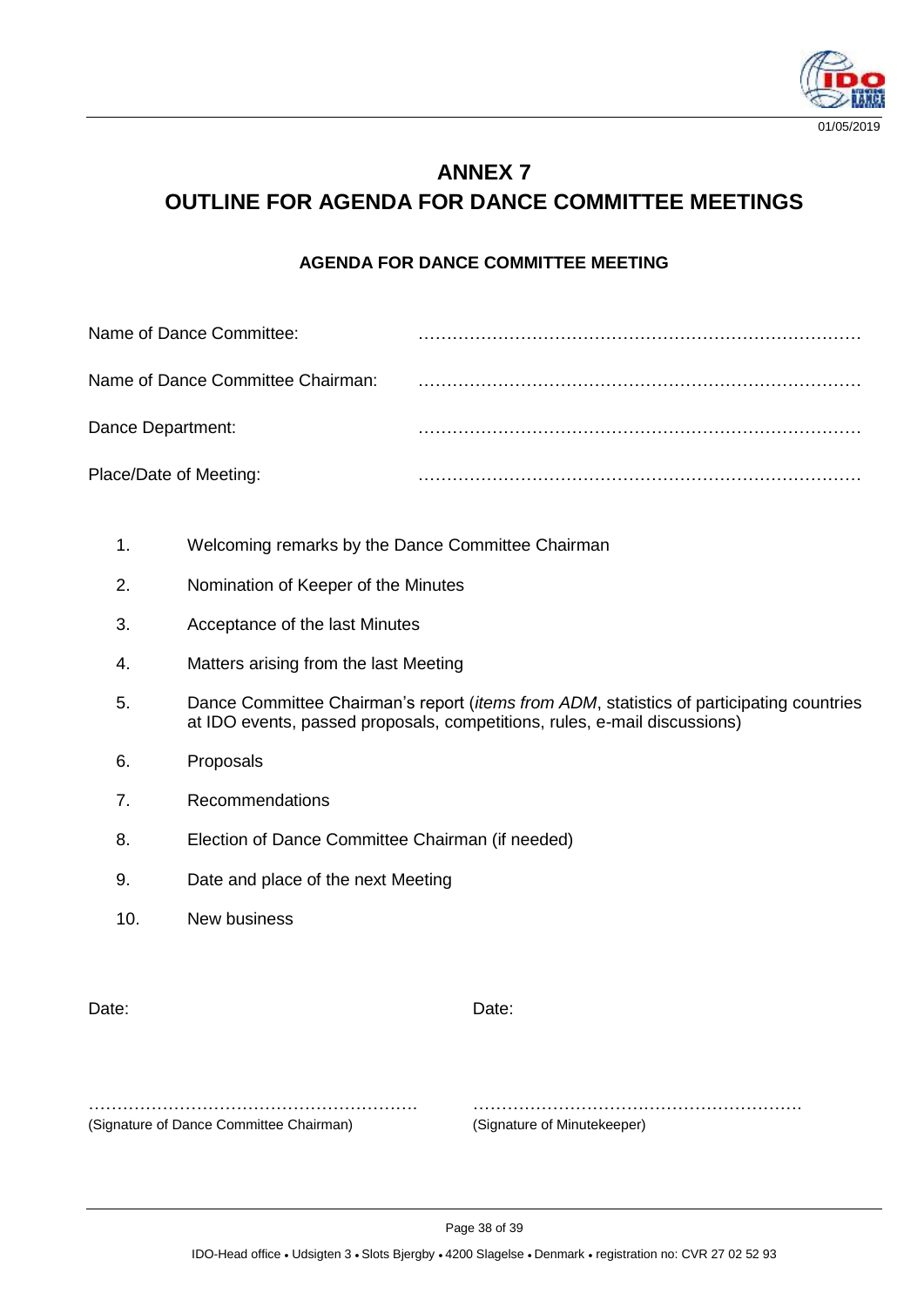# ANNEX 7

# OUTLINE FOR AGENDA FOR DANCE COMMITTEE MEETINGS

### AGENDA FOR DANCE COMMITTEE MEETING

Name of Dance Committee: ……………………………………………………………………

Name of Dance Committee Chairman: ……………………………………………………………………

Dance Department: ……………………………………………………………………

Place/Date of Meeting: ……………………………………………………………………

1. Welcoming remarks by the Dance Committee Chairman
2. Nomination of Keeper of the Minutes
3. Acceptance of the last Minutes
4. Matters arising from the last Meeting
5. Dance Committee Chairman's report (*items from ADM*, statistics of participating countries at IDO events, passed proposals, competitions, rules, e-mail discussions)
6. Proposals
7. Recommendations
8. Election of Dance Committee Chairman (if needed)
9. Date and place of the next Meeting
10. New business

Date:

…………………………………………………
(Signature of Dance Committee Chairman)

Date:

…………………………………………………
(Signature of Minutekeeper)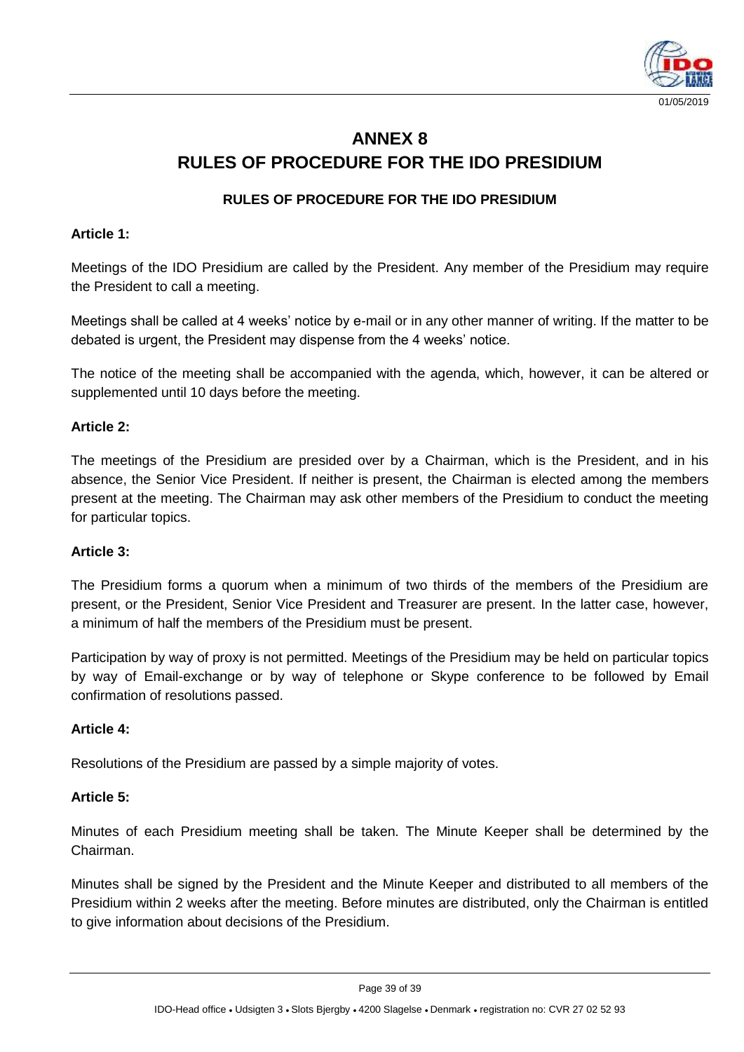# ANNEX 8
# RULES OF PROCEDURE FOR THE IDO PRESIDIUM

### RULES OF PROCEDURE FOR THE IDO PRESIDIUM

**Article 1:**

Meetings of the IDO Presidium are called by the President. Any member of the Presidium may require the President to call a meeting.

Meetings shall be called at 4 weeks' notice by e-mail or in any other manner of writing. If the matter to be debated is urgent, the President may dispense from the 4 weeks' notice.

The notice of the meeting shall be accompanied with the agenda, which, however, it can be altered or supplemented until 10 days before the meeting.

**Article 2:**

The meetings of the Presidium are presided over by a Chairman, which is the President, and in his absence, the Senior Vice President. If neither is present, the Chairman is elected among the members present at the meeting. The Chairman may ask other members of the Presidium to conduct the meeting for particular topics.

**Article 3:**

The Presidium forms a quorum when a minimum of two thirds of the members of the Presidium are present, or the President, Senior Vice President and Treasurer are present. In the latter case, however, a minimum of half the members of the Presidium must be present.

Participation by way of proxy is not permitted. Meetings of the Presidium may be held on particular topics by way of Email-exchange or by way of telephone or Skype conference to be followed by Email confirmation of resolutions passed.

**Article 4:**

Resolutions of the Presidium are passed by a simple majority of votes.

**Article 5:**

Minutes of each Presidium meeting shall be taken. The Minute Keeper shall be determined by the Chairman.

Minutes shall be signed by the President and the Minute Keeper and distributed to all members of the Presidium within 2 weeks after the meeting. Before minutes are distributed, only the Chairman is entitled to give information about decisions of the Presidium.